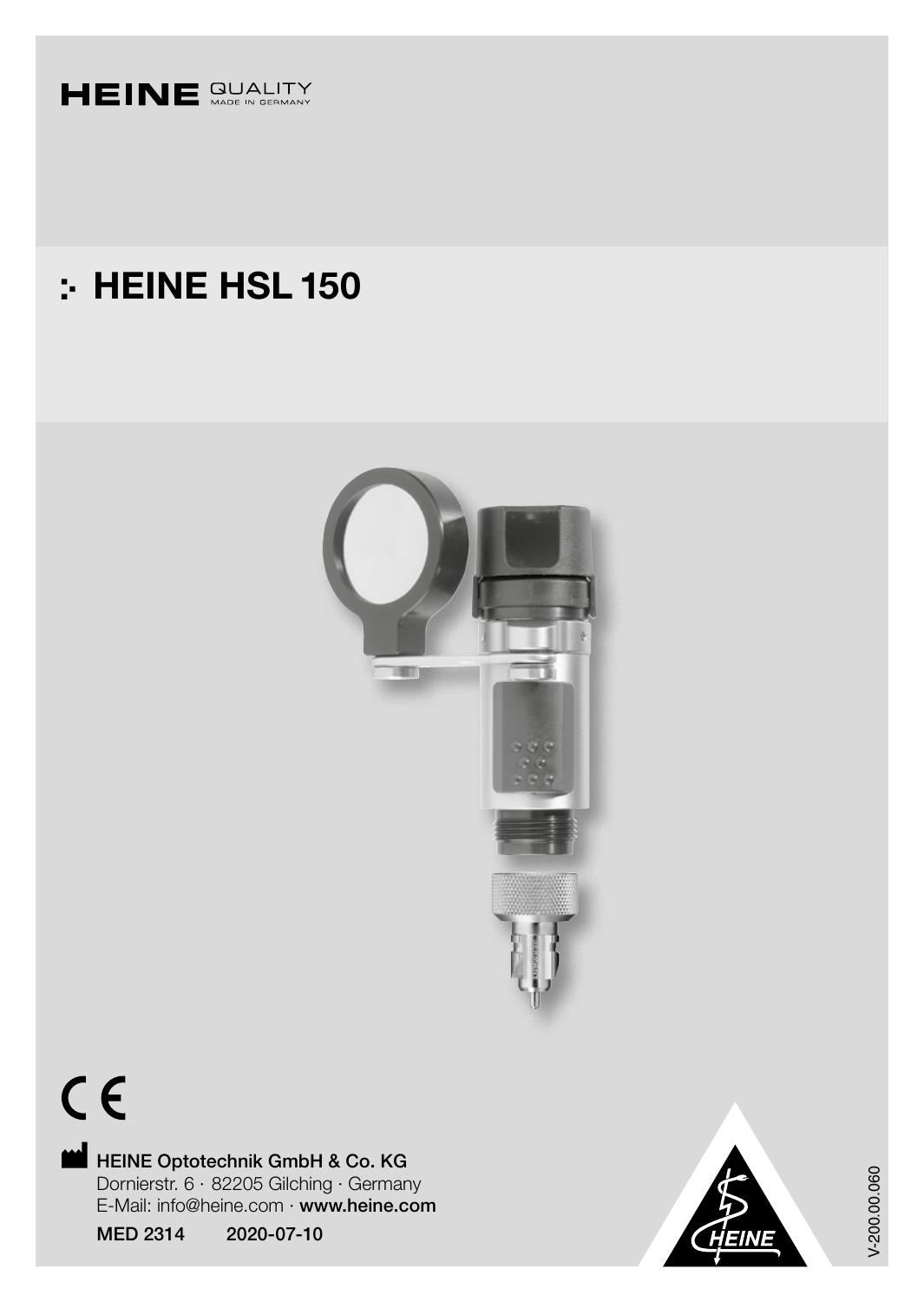HEINE QUALITY MADE IN GERMANY

# :· HEINE HSL 150

CE

**HEINE Optotechnik GmbH & Co. KG**
Dornierstr. 6 · 82205 Gilching · Germany
E-Mail: info@heine.com · **www.heine.com**

**MED 2314** **2020-07-10**

V-200.00.060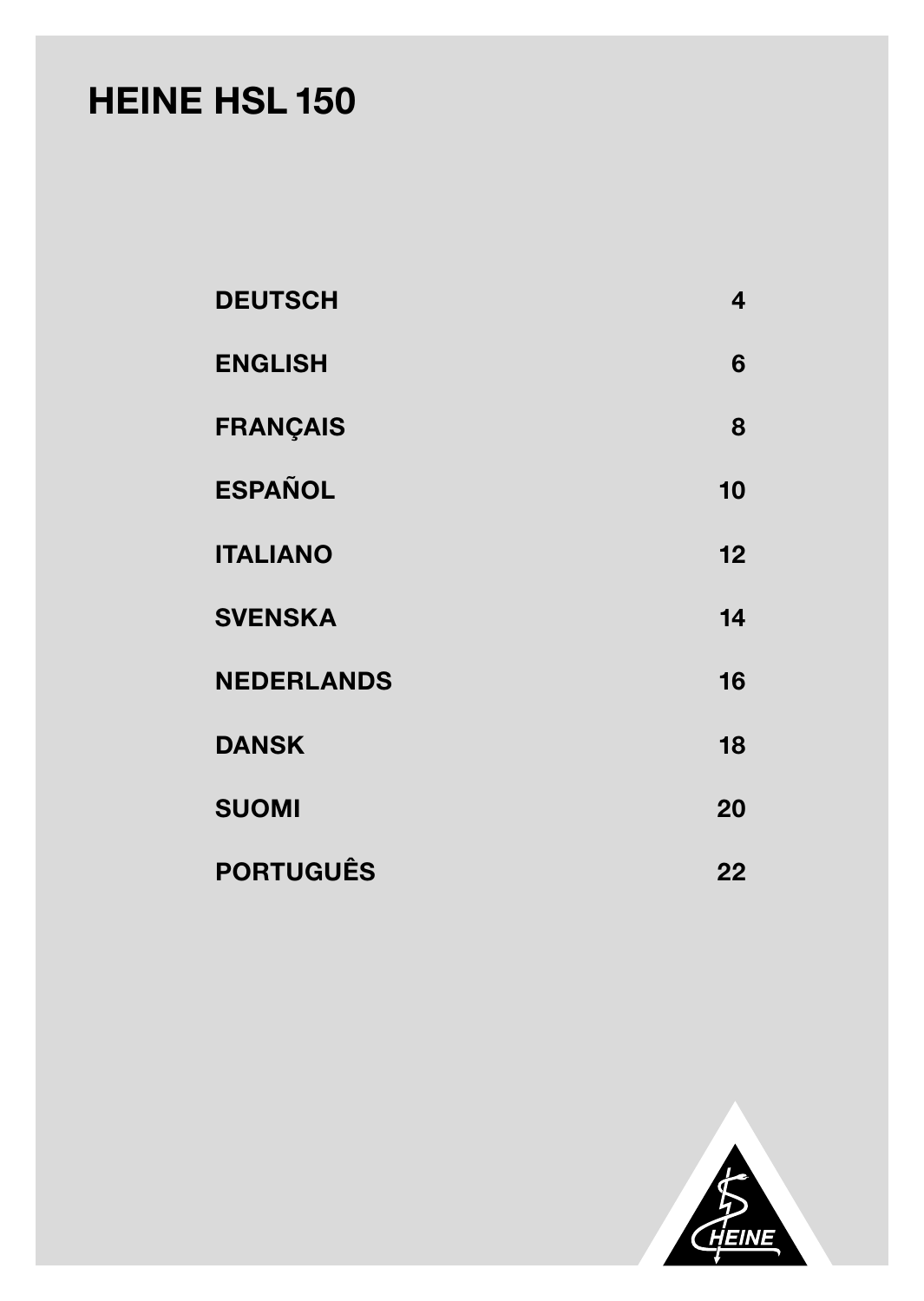# HEINE HSL 150

| | |
|---|---|
| DEUTSCH | 4 |
| ENGLISH | 6 |
| FRANÇAIS | 8 |
| ESPAÑOL | 10 |
| ITALIANO | 12 |
| SVENSKA | 14 |
| NEDERLANDS | 16 |
| DANSK | 18 |
| SUOMI | 20 |
| PORTUGUÊS | 22 |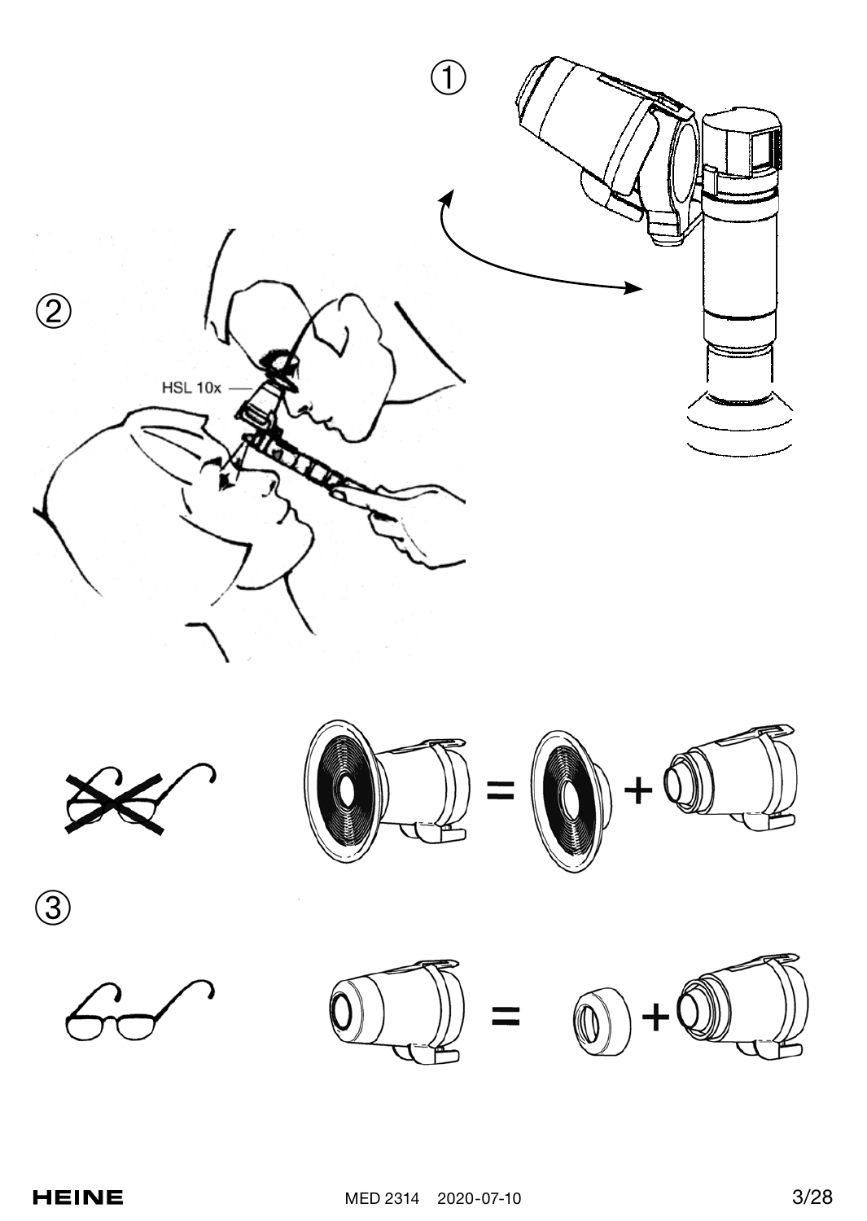①

②

HSL 10x

③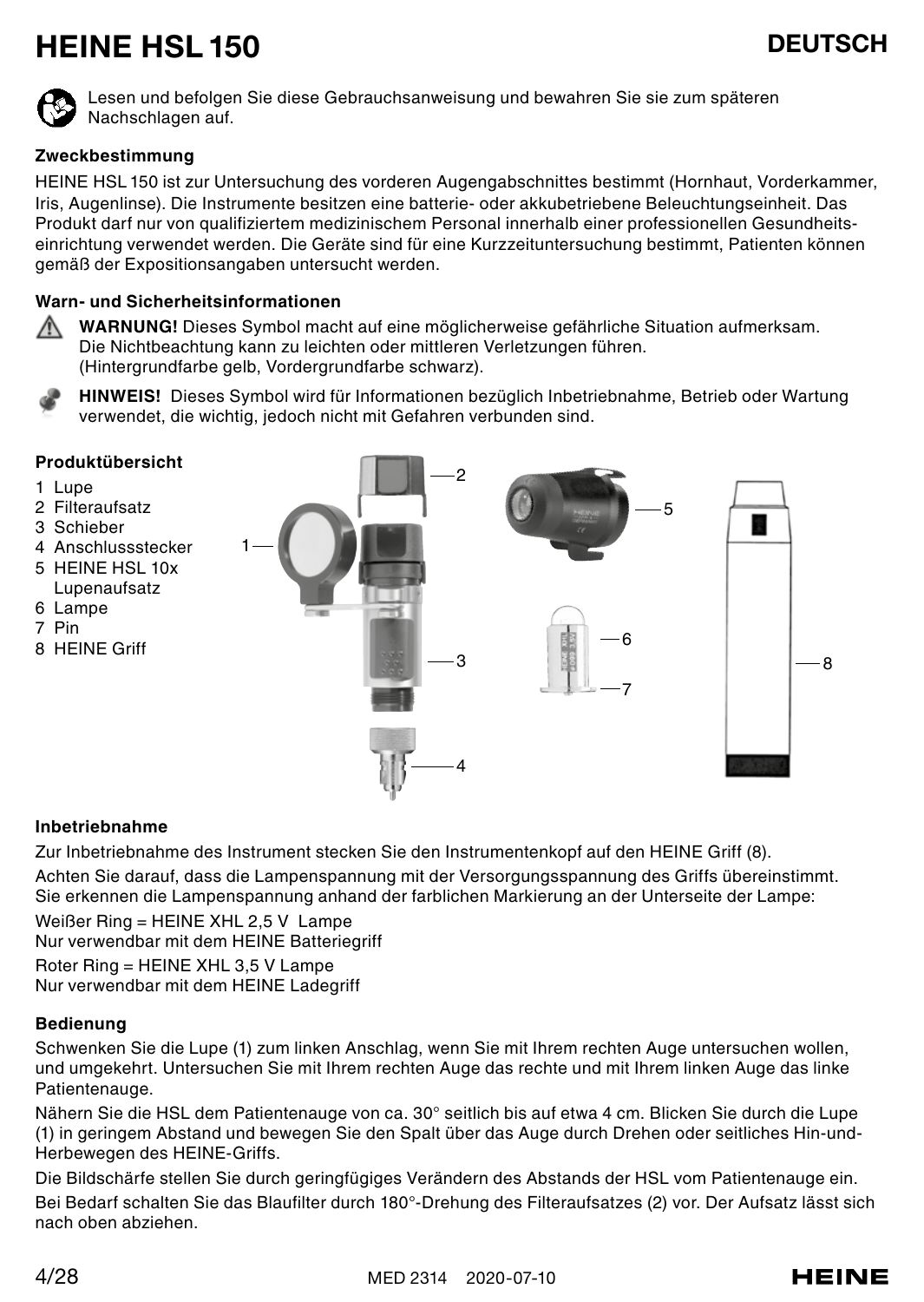# HEINE HSL 150

**DEUTSCH**

Lesen und befolgen Sie diese Gebrauchsanweisung und bewahren Sie sie zum späteren Nachschlagen auf.

### Zweckbestimmung

HEINE HSL 150 ist zur Untersuchung des vorderen Augengabschnittes bestimmt (Hornhaut, Vorderkammer, Iris, Augenlinse). Die Instrumente besitzen eine batterie- oder akkubetriebene Beleuchtungseinheit. Das Produkt darf nur von qualifiziertem medizinischem Personal innerhalb einer professionellen Gesundheits­einrichtung verwendet werden. Die Geräte sind für eine Kurzzeituntersuchung bestimmt, Patienten können gemäß der Expositionsangaben untersucht werden.

### Warn- und Sicherheitsinformationen

**WARNUNG!** Dieses Symbol macht auf eine möglicherweise gefährliche Situation aufmerksam. Die Nichtbeachtung kann zu leichten oder mittleren Verletzungen führen. (Hintergrundfarbe gelb, Vordergrundfarbe schwarz).

**HINWEIS!** Dieses Symbol wird für Informationen bezüglich Inbetriebnahme, Betrieb oder Wartung verwendet, die wichtig, jedoch nicht mit Gefahren verbunden sind.

### Produktübersicht

1 Lupe
2 Filteraufsatz
3 Schieber
4 Anschlussstecker
5 HEINE HSL 10x Lupenaufsatz
6 Lampe
7 Pin
8 HEINE Griff

### Inbetriebnahme

Zur Inbetriebnahme des Instrument stecken Sie den Instrumentenkopf auf den HEINE Griff (8).

Achten Sie darauf, dass die Lampenspannung mit der Versorgungsspannung des Griffs übereinstimmt. Sie erkennen die Lampenspannung anhand der farblichen Markierung an der Unterseite der Lampe:

Weißer Ring = HEINE XHL 2,5 V Lampe
Nur verwendbar mit dem HEINE Batteriegriff

Roter Ring = HEINE XHL 3,5 V Lampe
Nur verwendbar mit dem HEINE Ladegriff

### Bedienung

Schwenken Sie die Lupe (1) zum linken Anschlag, wenn Sie mit Ihrem rechten Auge untersuchen wollen, und umgekehrt. Untersuchen Sie mit Ihrem rechten Auge das rechte und mit Ihrem linken Auge das linke Patientenauge.

Nähern Sie die HSL dem Patientenauge von ca. 30° seitlich bis auf etwa 4 cm. Blicken Sie durch die Lupe (1) in geringem Abstand und bewegen Sie den Spalt über das Auge durch Drehen oder seitliches Hin-und-Herbewegen des HEINE-Griffs.

Die Bildschärfe stellen Sie durch geringfügiges Verändern des Abstands der HSL vom Patientenauge ein.

Bei Bedarf schalten Sie das Blaufilter durch 180°-Drehung des Filteraufsatzes (2) vor. Der Aufsatz lässt sich nach oben abziehen.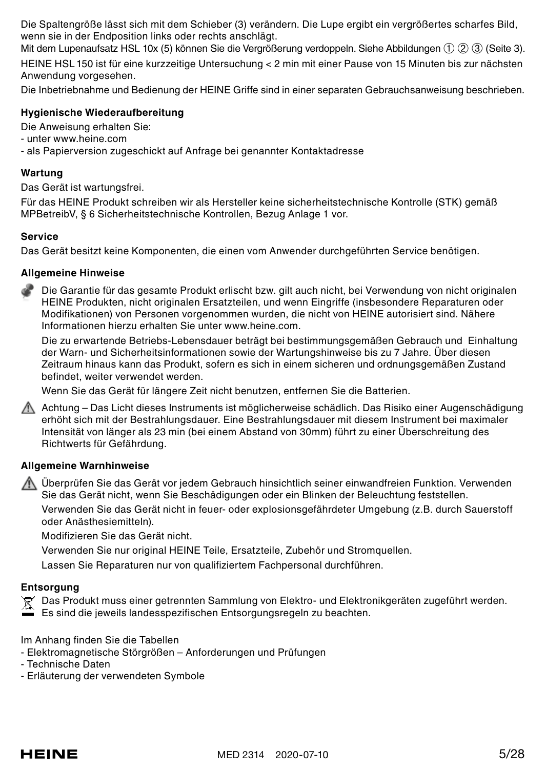Die Spaltengröße lässt sich mit dem Schieber (3) verändern. Die Lupe ergibt ein vergrößertes scharfes Bild, wenn sie in der Endposition links oder rechts anschlägt.

Mit dem Lupenaufsatz HSL 10x (5) können Sie die Vergrößerung verdoppeln. Siehe Abbildungen ① ② ③ (Seite 3).

HEINE HSL 150 ist für eine kurzzeitige Untersuchung < 2 min mit einer Pause von 15 Minuten bis zur nächsten Anwendung vorgesehen.

Die Inbetriebnahme und Bedienung der HEINE Griffe sind in einer separaten Gebrauchsanweisung beschrieben.

### Hygienische Wiederaufbereitung

Die Anweisung erhalten Sie:
- unter www.heine.com
- als Papierversion zugeschickt auf Anfrage bei genannter Kontaktadresse

### Wartung

Das Gerät ist wartungsfrei.

Für das HEINE Produkt schreiben wir als Hersteller keine sicherheitstechnische Kontrolle (STK) gemäß MPBetreibV, § 6 Sicherheitstechnische Kontrollen, Bezug Anlage 1 vor.

### Service

Das Gerät besitzt keine Komponenten, die einen vom Anwender durchgeführten Service benötigen.

### Allgemeine Hinweise

Die Garantie für das gesamte Produkt erlischt bzw. gilt auch nicht, bei Verwendung von nicht originalen HEINE Produkten, nicht originalen Ersatzteilen, und wenn Eingriffe (insbesondere Reparaturen oder Modifikationen) von Personen vorgenommen wurden, die nicht von HEINE autorisiert sind. Nähere Informationen hierzu erhalten Sie unter www.heine.com.

Die zu erwartende Betriebs-Lebensdauer beträgt bei bestimmungsgemäßen Gebrauch und Einhaltung der Warn- und Sicherheitsinformationen sowie der Wartungshinweise bis zu 7 Jahre. Über diesen Zeitraum hinaus kann das Produkt, sofern es sich in einem sicheren und ordnungsgemäßen Zustand befindet, weiter verwendet werden.

Wenn Sie das Gerät für längere Zeit nicht benutzen, entfernen Sie die Batterien.

⚠ Achtung – Das Licht dieses Instruments ist möglicherweise schädlich. Das Risiko einer Augenschädigung erhöht sich mit der Bestrahlungsdauer. Eine Bestrahlungsdauer mit diesem Instrument bei maximaler Intensität von länger als 23 min (bei einem Abstand von 30mm) führt zu einer Überschreitung des Richtwerts für Gefährdung.

### Allgemeine Warnhinweise

⚠ Überprüfen Sie das Gerät vor jedem Gebrauch hinsichtlich seiner einwandfreien Funktion. Verwenden Sie das Gerät nicht, wenn Sie Beschädigungen oder ein Blinken der Beleuchtung feststellen.

Verwenden Sie das Gerät nicht in feuer- oder explosionsgefährdeter Umgebung (z.B. durch Sauerstoff oder Anästhesiemitteln).

Modifizieren Sie das Gerät nicht.

Verwenden Sie nur original HEINE Teile, Ersatzteile, Zubehör und Stromquellen.

Lassen Sie Reparaturen nur von qualifiziertem Fachpersonal durchführen.

### Entsorgung

Das Produkt muss einer getrennten Sammlung von Elektro- und Elektronikgeräten zugeführt werden. Es sind die jeweils landesspezifischen Entsorgungsregeln zu beachten.

Im Anhang finden Sie die Tabellen
- Elektromagnetische Störgrößen – Anforderungen und Prüfungen
- Technische Daten
- Erläuterung der verwendeten Symbole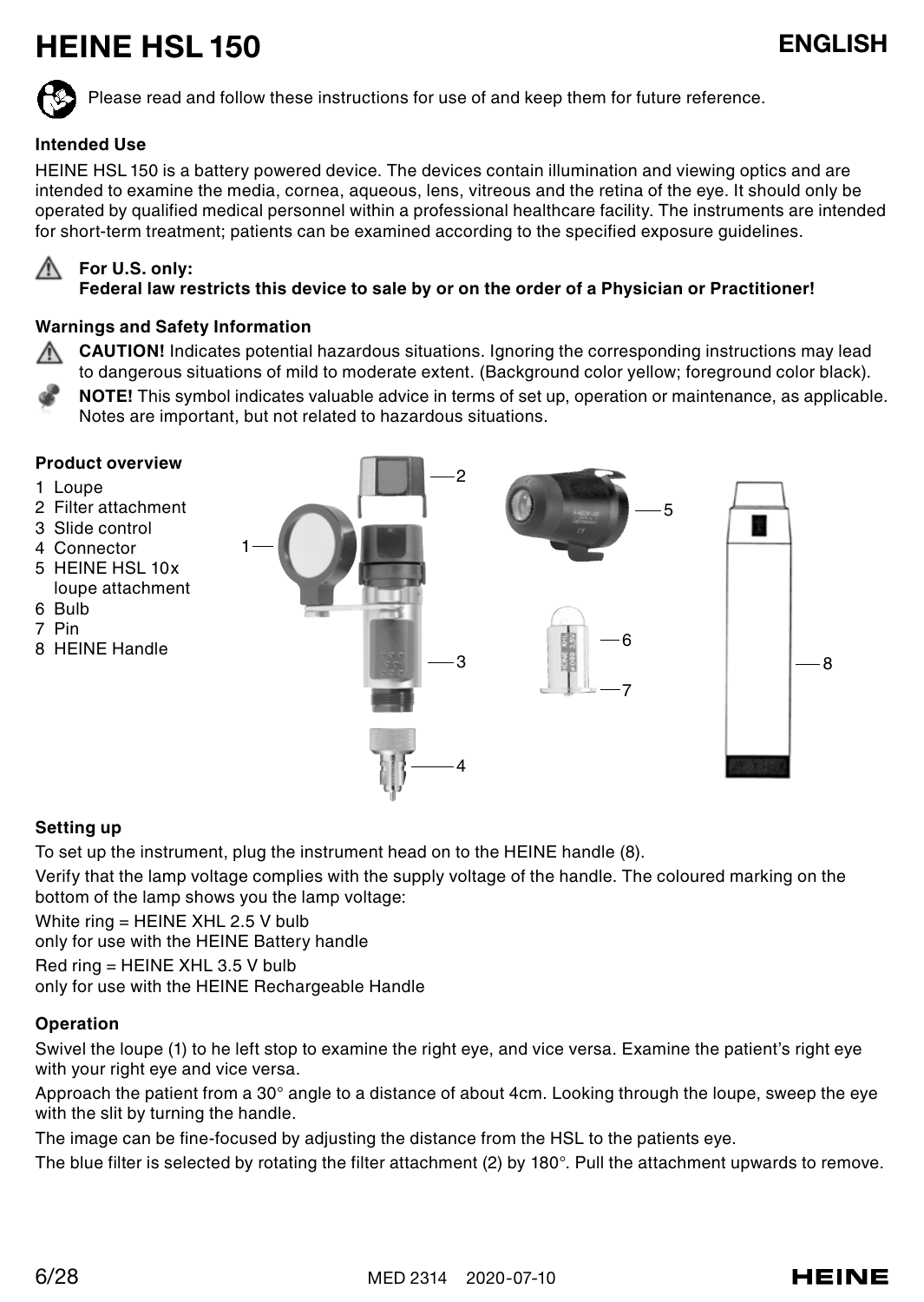# HEINE HSL 150

ENGLISH

Please read and follow these instructions for use of and keep them for future reference.

### Intended Use

HEINE HSL 150 is a battery powered device. The devices contain illumination and viewing optics and are intended to examine the media, cornea, aqueous, lens, vitreous and the retina of the eye. It should only be operated by qualified medical personnel within a professional healthcare facility. The instruments are intended for short-term treatment; patients can be examined according to the specified exposure guidelines.

**For U.S. only:**
**Federal law restricts this device to sale by or on the order of a Physician or Practitioner!**

### Warnings and Safety Information

**CAUTION!** Indicates potential hazardous situations. Ignoring the corresponding instructions may lead to dangerous situations of mild to moderate extent. (Background color yellow; foreground color black).

**NOTE!** This symbol indicates valuable advice in terms of set up, operation or maintenance, as applicable. Notes are important, but not related to hazardous situations.

### Product overview

1. Loupe
2. Filter attachment
3. Slide control
4. Connector
5. HEINE HSL 10x loupe attachment
6. Bulb
7. Pin
8. HEINE Handle

### Setting up

To set up the instrument, plug the instrument head on to the HEINE handle (8).

Verify that the lamp voltage complies with the supply voltage of the handle. The coloured marking on the bottom of the lamp shows you the lamp voltage:

White ring = HEINE XHL 2.5 V bulb
only for use with the HEINE Battery handle

Red ring = HEINE XHL 3.5 V bulb
only for use with the HEINE Rechargeable Handle

### Operation

Swivel the loupe (1) to he left stop to examine the right eye, and vice versa. Examine the patient's right eye with your right eye and vice versa.

Approach the patient from a 30° angle to a distance of about 4cm. Looking through the loupe, sweep the eye with the slit by turning the handle.

The image can be fine-focused by adjusting the distance from the HSL to the patients eye.

The blue filter is selected by rotating the filter attachment (2) by 180°. Pull the attachment upwards to remove.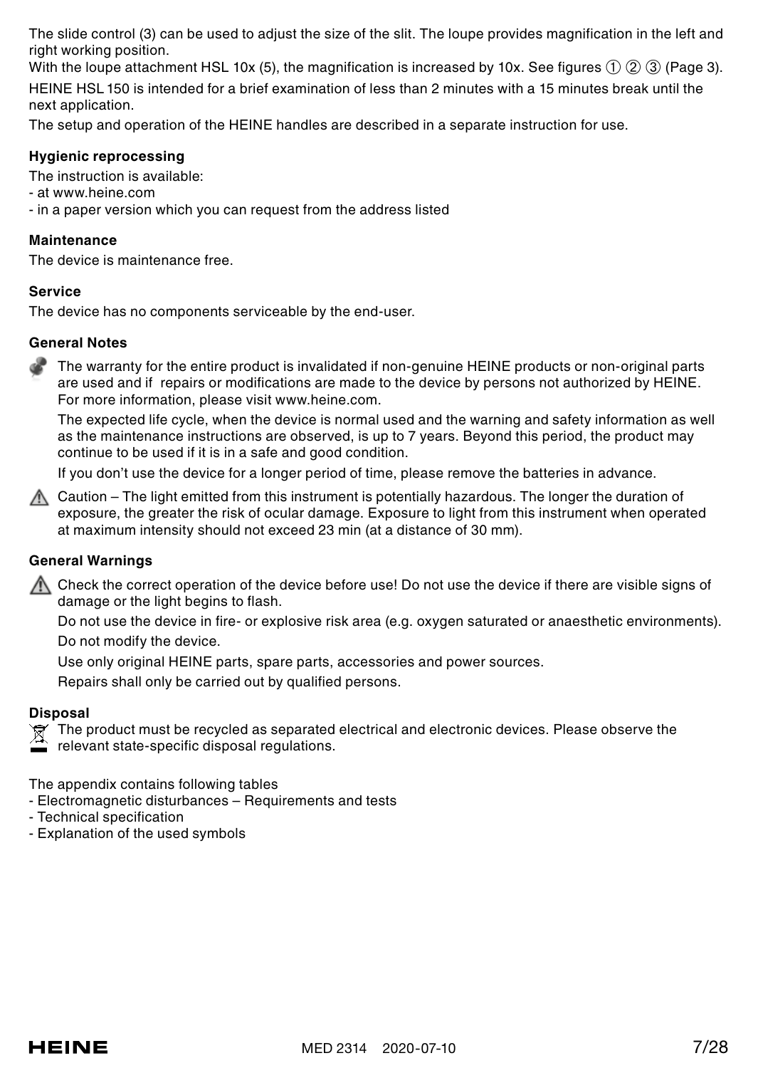The slide control (3) can be used to adjust the size of the slit. The loupe provides magnification in the left and right working position.

With the loupe attachment HSL 10x (5), the magnification is increased by 10x. See figures ① ② ③ (Page 3).

HEINE HSL 150 is intended for a brief examination of less than 2 minutes with a 15 minutes break until the next application.

The setup and operation of the HEINE handles are described in a separate instruction for use.

### Hygienic reprocessing

The instruction is available:
- at www.heine.com
- in a paper version which you can request from the address listed

### Maintenance

The device is maintenance free.

### Service

The device has no components serviceable by the end-user.

### General Notes

The warranty for the entire product is invalidated if non-genuine HEINE products or non-original parts are used and if repairs or modifications are made to the device by persons not authorized by HEINE. For more information, please visit www.heine.com.

The expected life cycle, when the device is normal used and the warning and safety information as well as the maintenance instructions are observed, is up to 7 years. Beyond this period, the product may continue to be used if it is in a safe and good condition.

If you don't use the device for a longer period of time, please remove the batteries in advance.

⚠ Caution – The light emitted from this instrument is potentially hazardous. The longer the duration of exposure, the greater the risk of ocular damage. Exposure to light from this instrument when operated at maximum intensity should not exceed 23 min (at a distance of 30 mm).

### General Warnings

⚠ Check the correct operation of the device before use! Do not use the device if there are visible signs of damage or the light begins to flash.

Do not use the device in fire- or explosive risk area (e.g. oxygen saturated or anaesthetic environments).

Do not modify the device.

Use only original HEINE parts, spare parts, accessories and power sources.

Repairs shall only be carried out by qualified persons.

### Disposal

The product must be recycled as separated electrical and electronic devices. Please observe the relevant state-specific disposal regulations.

The appendix contains following tables
- Electromagnetic disturbances – Requirements and tests
- Technical specification
- Explanation of the used symbols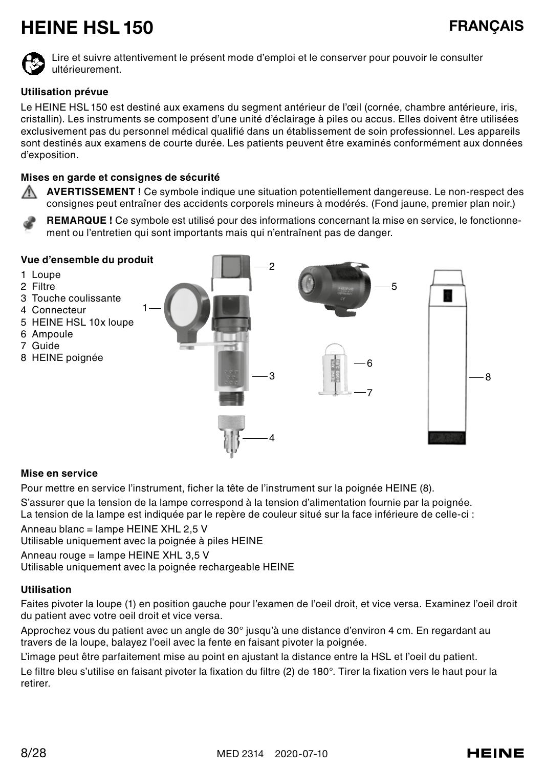# HEINE HSL 150

**FRANÇAIS**

Lire et suivre attentivement le présent mode d'emploi et le conserver pour pouvoir le consulter ultérieurement.

### Utilisation prévue

Le HEINE HSL 150 est destiné aux examens du segment antérieur de l'œil (cornée, chambre antérieure, iris, cristallin). Les instruments se composent d'une unité d'éclairage à piles ou accus. Elles doivent être utilisées exclusivement pas du personnel médical qualifié dans un établissement de soin professionnel. Les appareils sont destinés aux examens de courte durée. Les patients peuvent être examinés conformément aux données d'exposition.

### Mises en garde et consignes de sécurité

**AVERTISSEMENT !** Ce symbole indique une situation potentiellement dangereuse. Le non-respect des consignes peut entraîner des accidents corporels mineurs à modérés. (Fond jaune, premier plan noir.)

**REMARQUE !** Ce symbole est utilisé pour des informations concernant la mise en service, le fonctionnement ou l'entretien qui sont importants mais qui n'entraînent pas de danger.

### Vue d'ensemble du produit

1 Loupe
2 Filtre
3 Touche coulissante
4 Connecteur
5 HEINE HSL 10x loupe
6 Ampoule
7 Guide
8 HEINE poignée

### Mise en service

Pour mettre en service l'instrument, ficher la tête de l'instrument sur la poignée HEINE (8).

S'assurer que la tension de la lampe correspond à la tension d'alimentation fournie par la poignée.
La tension de la lampe est indiquée par le repère de couleur situé sur la face inférieure de celle-ci :

Anneau blanc = lampe HEINE XHL 2,5 V
Utilisable uniquement avec la poignée à piles HEINE

Anneau rouge = lampe HEINE XHL 3,5 V
Utilisable uniquement avec la poignée rechargeable HEINE

### Utilisation

Faites pivoter la loupe (1) en position gauche pour l'examen de l'oeil droit, et vice versa. Examinez l'oeil droit du patient avec votre oeil droit et vice versa.

Approchez vous du patient avec un angle de 30° jusqu'à une distance d'environ 4 cm. En regardant au travers de la loupe, balayez l'oeil avec la fente en faisant pivoter la poignée.

L'image peut être parfaitement mise au point en ajustant la distance entre la HSL et l'oeil du patient.

Le filtre bleu s'utilise en faisant pivoter la fixation du filtre (2) de 180°. Tirer la fixation vers le haut pour la retirer.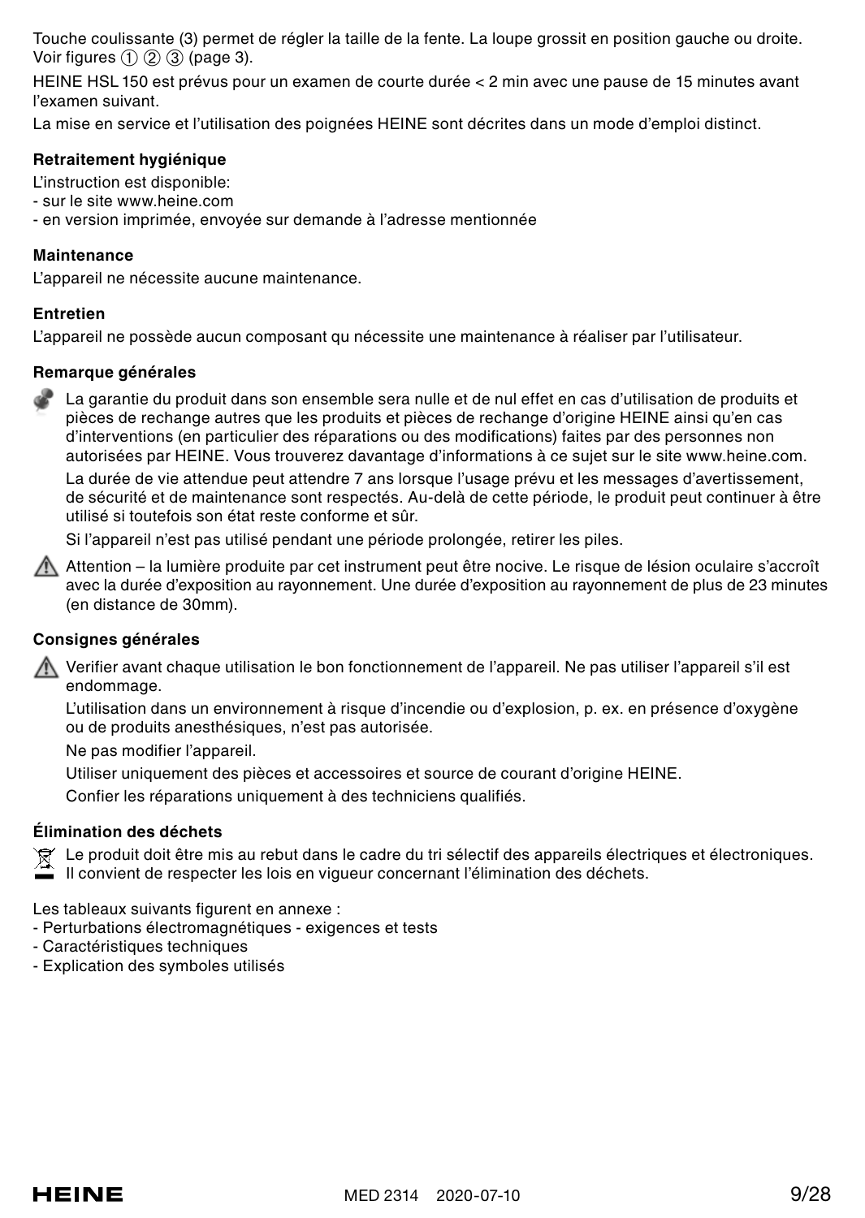Touche coulissante (3) permet de régler la taille de la fente. La loupe grossit en position gauche ou droite. Voir figures ① ② ③ (page 3).

HEINE HSL 150 est prévus pour un examen de courte durée < 2 min avec une pause de 15 minutes avant l'examen suivant.

La mise en service et l'utilisation des poignées HEINE sont décrites dans un mode d'emploi distinct.

**Retraitement hygiénique**

L'instruction est disponible:
- sur le site www.heine.com
- en version imprimée, envoyée sur demande à l'adresse mentionnée

**Maintenance**

L'appareil ne nécessite aucune maintenance.

**Entretien**

L'appareil ne possède aucun composant qu nécessite une maintenance à réaliser par l'utilisateur.

**Remarque générales**

La garantie du produit dans son ensemble sera nulle et de nul effet en cas d'utilisation de produits et pièces de rechange autres que les produits et pièces de rechange d'origine HEINE ainsi qu'en cas d'interventions (en particulier des réparations ou des modifications) faites par des personnes non autorisées par HEINE. Vous trouverez davantage d'informations à ce sujet sur le site www.heine.com.

La durée de vie attendue peut attendre 7 ans lorsque l'usage prévu et les messages d'avertissement, de sécurité et de maintenance sont respectés. Au-delà de cette période, le produit peut continuer à être utilisé si toutefois son état reste conforme et sûr.

Si l'appareil n'est pas utilisé pendant une période prolongée, retirer les piles.

⚠ Attention – la lumière produite par cet instrument peut être nocive. Le risque de lésion oculaire s'accroît avec la durée d'exposition au rayonnement. Une durée d'exposition au rayonnement de plus de 23 minutes (en distance de 30mm).

**Consignes générales**

⚠ Verifier avant chaque utilisation le bon fonctionnement de l'appareil. Ne pas utiliser l'appareil s'il est endommage.

L'utilisation dans un environnement à risque d'incendie ou d'explosion, p. ex. en présence d'oxygène ou de produits anesthésiques, n'est pas autorisée.

Ne pas modifier l'appareil.

Utiliser uniquement des pièces et accessoires et source de courant d'origine HEINE.

Confier les réparations uniquement à des techniciens qualifiés.

**Élimination des déchets**

Le produit doit être mis au rebut dans le cadre du tri sélectif des appareils électriques et électroniques. Il convient de respecter les lois en vigueur concernant l'élimination des déchets.

Les tableaux suivants figurent en annexe :
- Perturbations électromagnétiques - exigences et tests
- Caractéristiques techniques
- Explication des symboles utilisés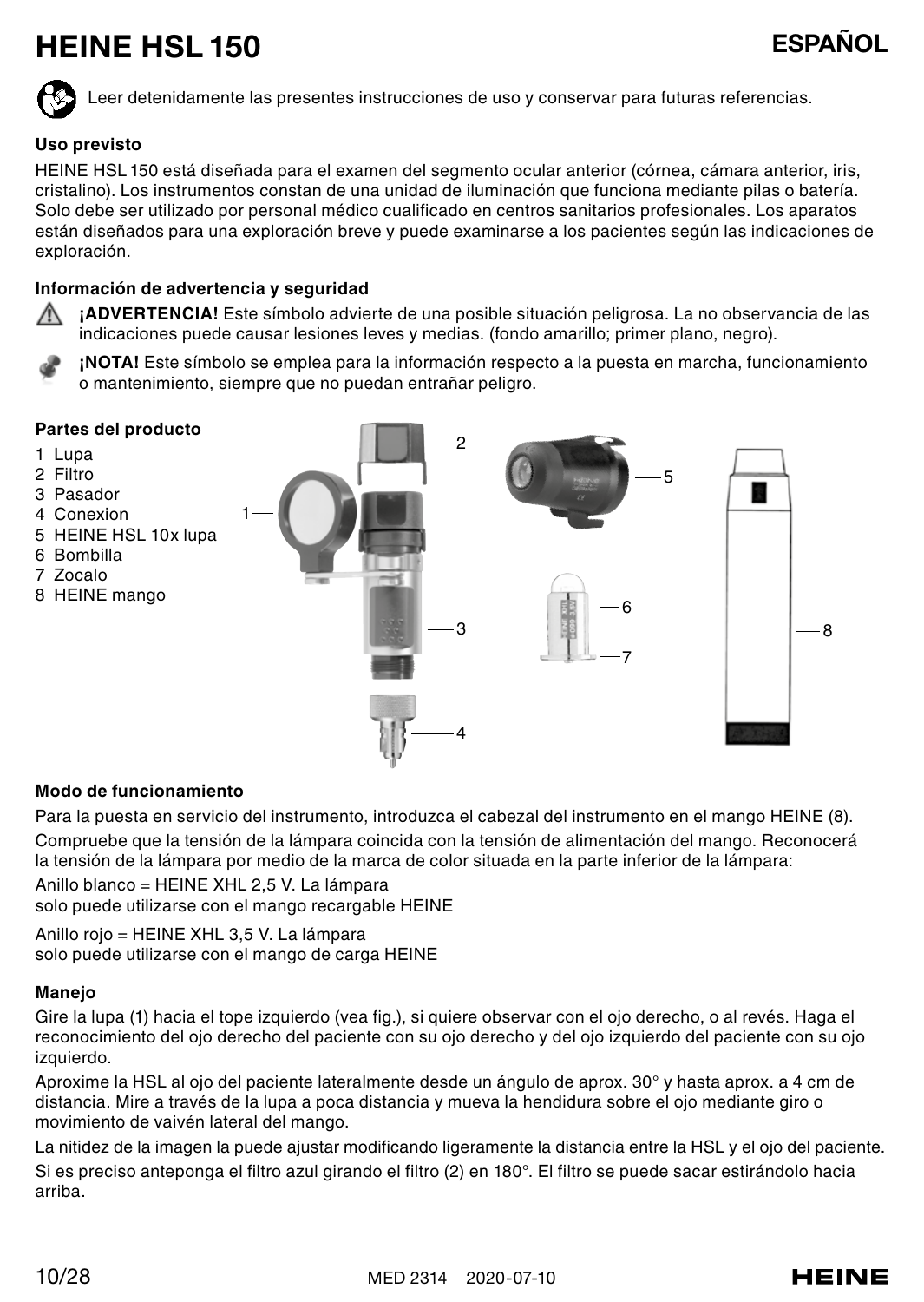# HEINE HSL 150

**ESPAÑOL**

Leer detenidamente las presentes instrucciones de uso y conservar para futuras referencias.

### Uso previsto

HEINE HSL 150 está diseñada para el examen del segmento ocular anterior (córnea, cámara anterior, iris, cristalino). Los instrumentos constan de una unidad de iluminación que funciona mediante pilas o batería. Solo debe ser utilizado por personal médico cualificado en centros sanitarios profesionales. Los aparatos están diseñados para una exploración breve y puede examinarse a los pacientes según las indicaciones de exploración.

### Información de advertencia y seguridad

**¡ADVERTENCIA!** Este símbolo advierte de una posible situación peligrosa. La no observancia de las indicaciones puede causar lesiones leves y medias. (fondo amarillo; primer plano, negro).

**¡NOTA!** Este símbolo se emplea para la información respecto a la puesta en marcha, funcionamiento o mantenimiento, siempre que no puedan entrañar peligro.

### Partes del producto

1 Lupa
2 Filtro
3 Pasador
4 Conexion
5 HEINE HSL 10x lupa
6 Bombilla
7 Zocalo
8 HEINE mango

### Modo de funcionamiento

Para la puesta en servicio del instrumento, introduzca el cabezal del instrumento en el mango HEINE (8).

Compruebe que la tensión de la lámpara coincida con la tensión de alimentación del mango. Reconocerá la tensión de la lámpara por medio de la marca de color situada en la parte inferior de la lámpara:

Anillo blanco = HEINE XHL 2,5 V. La lámpara solo puede utilizarse con el mango recargable HEINE

Anillo rojo = HEINE XHL 3,5 V. La lámpara solo puede utilizarse con el mango de carga HEINE

### Manejo

Gire la lupa (1) hacia el tope izquierdo (vea fig.), si quiere observar con el ojo derecho, o al revés. Haga el reconocimiento del ojo derecho del paciente con su ojo derecho y del ojo izquierdo del paciente con su ojo izquierdo.

Aproxime la HSL al ojo del paciente lateralmente desde un ángulo de aprox. 30° y hasta aprox. a 4 cm de distancia. Mire a través de la lupa a poca distancia y mueva la hendidura sobre el ojo mediante giro o movimiento de vaivén lateral del mango.

La nitidez de la imagen la puede ajustar modificando ligeramente la distancia entre la HSL y el ojo del paciente.

Si es preciso anteponga el filtro azul girando el filtro (2) en 180°. El filtro se puede sacar estirándolo hacia arriba.

MED 2314 2020-07-10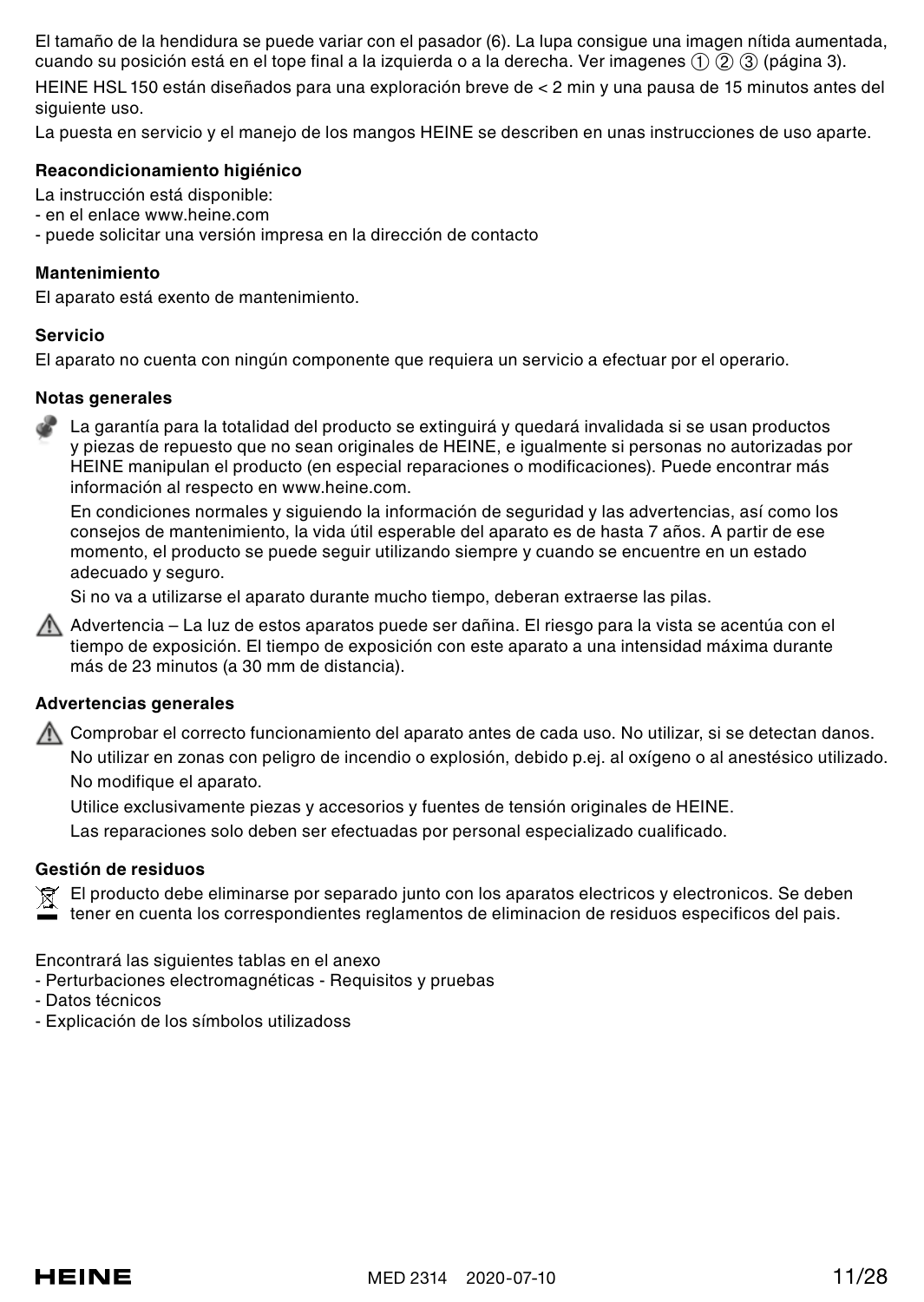El tamaño de la hendidura se puede variar con el pasador (6). La lupa consigue una imagen nítida aumentada, cuando su posición está en el tope final a la izquierda o a la derecha. Ver imagenes ① ② ③ (página 3).

HEINE HSL 150 están diseñados para una exploración breve de < 2 min y una pausa de 15 minutos antes del siguiente uso.

La puesta en servicio y el manejo de los mangos HEINE se describen en unas instrucciones de uso aparte.

**Reacondicionamiento higiénico**

La instrucción está disponible:
- en el enlace www.heine.com
- puede solicitar una versión impresa en la dirección de contacto

**Mantenimiento**

El aparato está exento de mantenimiento.

**Servicio**

El aparato no cuenta con ningún componente que requiera un servicio a efectuar por el operario.

**Notas generales**

La garantía para la totalidad del producto se extinguirá y quedará invalidada si se usan productos y piezas de repuesto que no sean originales de HEINE, e igualmente si personas no autorizadas por HEINE manipulan el producto (en especial reparaciones o modificaciones). Puede encontrar más información al respecto en www.heine.com.

En condiciones normales y siguiendo la información de seguridad y las advertencias, así como los consejos de mantenimiento, la vida útil esperable del aparato es de hasta 7 años. A partir de ese momento, el producto se puede seguir utilizando siempre y cuando se encuentre en un estado adecuado y seguro.

Si no va a utilizarse el aparato durante mucho tiempo, deberan extraerse las pilas.

⚠ Advertencia – La luz de estos aparatos puede ser dañina. El riesgo para la vista se acentúa con el tiempo de exposición. El tiempo de exposición con este aparato a una intensidad máxima durante más de 23 minutos (a 30 mm de distancia).

**Advertencias generales**

⚠ Comprobar el correcto funcionamiento del aparato antes de cada uso. No utilizar, si se detectan danos.

No utilizar en zonas con peligro de incendio o explosión, debido p.ej. al oxígeno o al anestésico utilizado.

No modifique el aparato.

Utilice exclusivamente piezas y accesorios y fuentes de tensión originales de HEINE.

Las reparaciones solo deben ser efectuadas por personal especializado cualificado.

**Gestión de residuos**

El producto debe eliminarse por separado junto con los aparatos electricos y electronicos. Se deben tener en cuenta los correspondientes reglamentos de eliminacion de residuos especificos del pais.

Encontrará las siguientes tablas en el anexo
- Perturbaciones electromagnéticas - Requisitos y pruebas
- Datos técnicos
- Explicación de los símbolos utilizadoss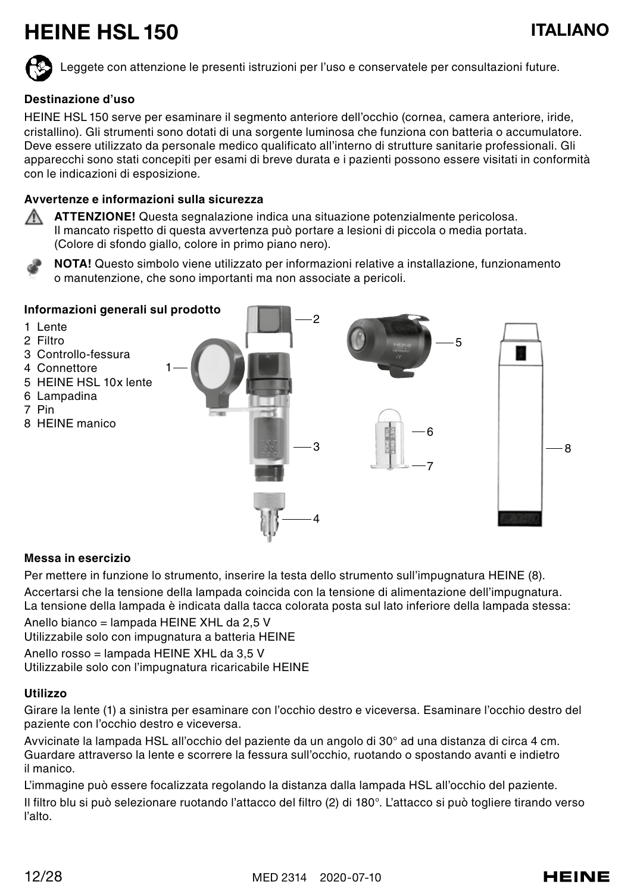# HEINE HSL 150

## ITALIANO

Leggete con attenzione le presenti istruzioni per l'uso e conservatele per consultazioni future.

### Destinazione d'uso

HEINE HSL 150 serve per esaminare il segmento anteriore dell'occhio (cornea, camera anteriore, iride, cristallino). Gli strumenti sono dotati di una sorgente luminosa che funziona con batteria o accumulatore. Deve essere utilizzato da personale medico qualificato all'interno di strutture sanitarie professionali. Gli apparecchi sono stati concepiti per esami di breve durata e i pazienti possono essere visitati in conformità con le indicazioni di esposizione.

### Avvertenze e informazioni sulla sicurezza

**ATTENZIONE!** Questa segnalazione indica una situazione potenzialmente pericolosa. Il mancato rispetto di questa avvertenza può portare a lesioni di piccola o media portata. (Colore di sfondo giallo, colore in primo piano nero).

**NOTA!** Questo simbolo viene utilizzato per informazioni relative a installazione, funzionamento o manutenzione, che sono importanti ma non associate a pericoli.

### Informazioni generali sul prodotto

1 Lente
2 Filtro
3 Controllo-fessura
4 Connettore
5 HEINE HSL 10x lente
6 Lampadina
7 Pin
8 HEINE manico

### Messa in esercizio

Per mettere in funzione lo strumento, inserire la testa dello strumento sull'impugnatura HEINE (8).

Accertarsi che la tensione della lampada coincida con la tensione di alimentazione dell'impugnatura. La tensione della lampada è indicata dalla tacca colorata posta sul lato inferiore della lampada stessa:

Anello bianco = lampada HEINE XHL da 2,5 V
Utilizzabile solo con impugnatura a batteria HEINE

Anello rosso = lampada HEINE XHL da 3,5 V
Utilizzabile solo con l'impugnatura ricaricabile HEINE

### Utilizzo

Girare la lente (1) a sinistra per esaminare con l'occhio destro e viceversa. Esaminare l'occhio destro del paziente con l'occhio destro e viceversa.

Avvicinate la lampada HSL all'occhio del paziente da un angolo di 30° ad una distanza di circa 4 cm. Guardare attraverso la lente e scorrere la fessura sull'occhio, ruotando o spostando avanti e indietro il manico.

L'immagine può essere focalizzata regolando la distanza dalla lampada HSL all'occhio del paziente.

Il filtro blu si può selezionare ruotando l'attacco del filtro (2) di 180°. L'attacco si può togliere tirando verso l'alto.

MED 2314 2020-07-10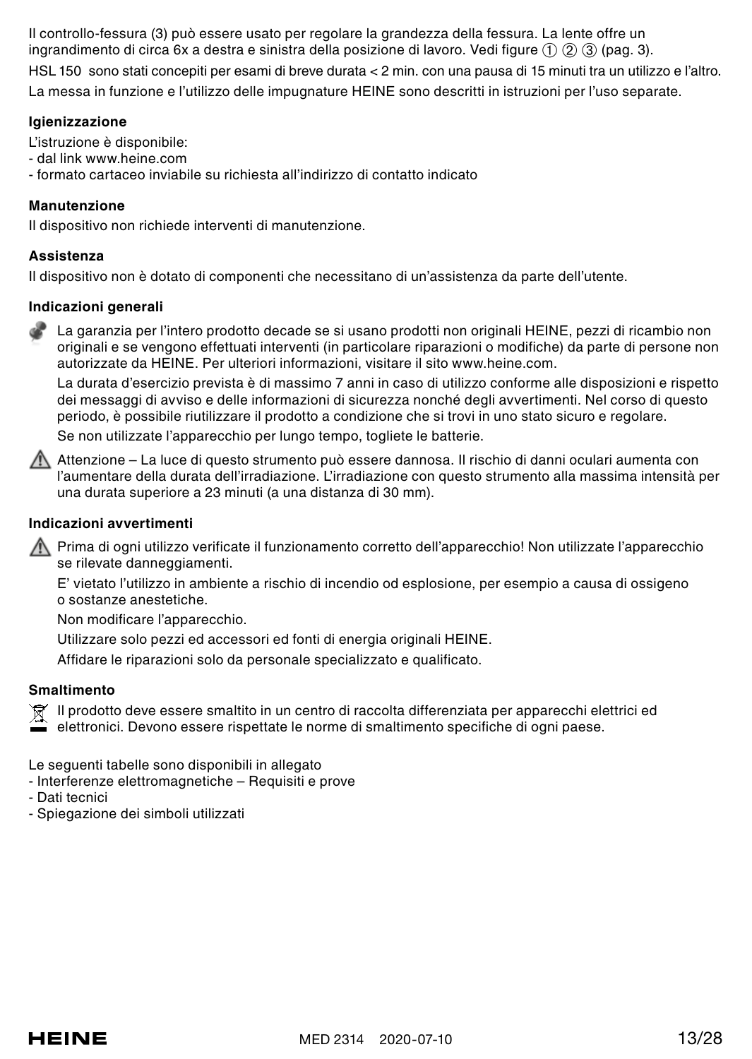Il controllo-fessura (3) può essere usato per regolare la grandezza della fessura. La lente offre un ingrandimento di circa 6x a destra e sinistra della posizione di lavoro. Vedi figure ① ② ③ (pag. 3).

HSL 150 sono stati concepiti per esami di breve durata < 2 min. con una pausa di 15 minuti tra un utilizzo e l'altro.

La messa in funzione e l'utilizzo delle impugnature HEINE sono descritti in istruzioni per l'uso separate.

**Igienizzazione**

L'istruzione è disponibile:
- dal link www.heine.com
- formato cartaceo inviabile su richiesta all'indirizzo di contatto indicato

**Manutenzione**

Il dispositivo non richiede interventi di manutenzione.

**Assistenza**

Il dispositivo non è dotato di componenti che necessitano di un'assistenza da parte dell'utente.

**Indicazioni generali**

La garanzia per l'intero prodotto decade se si usano prodotti non originali HEINE, pezzi di ricambio non originali e se vengono effettuati interventi (in particolare riparazioni o modifiche) da parte di persone non autorizzate da HEINE. Per ulteriori informazioni, visitare il sito www.heine.com.

La durata d'esercizio prevista è di massimo 7 anni in caso di utilizzo conforme alle disposizioni e rispetto dei messaggi di avviso e delle informazioni di sicurezza nonché degli avvertimenti. Nel corso di questo periodo, è possibile riutilizzare il prodotto a condizione che si trovi in uno stato sicuro e regolare.

Se non utilizzate l'apparecchio per lungo tempo, togliete le batterie.

⚠ Attenzione – La luce di questo strumento può essere dannosa. Il rischio di danni oculari aumenta con l'aumentare della durata dell'irradiazione. L'irradiazione con questo strumento alla massima intensità per una durata superiore a 23 minuti (a una distanza di 30 mm).

**Indicazioni avvertimenti**

⚠ Prima di ogni utilizzo verificate il funzionamento corretto dell'apparecchio! Non utilizzate l'apparecchio se rilevate danneggiamenti.

E' vietato l'utilizzo in ambiente a rischio di incendio od esplosione, per esempio a causa di ossigeno o sostanze anestetiche.

Non modificare l'apparecchio.

Utilizzare solo pezzi ed accessori ed fonti di energia originali HEINE.

Affidare le riparazioni solo da personale specializzato e qualificato.

**Smaltimento**

Il prodotto deve essere smaltito in un centro di raccolta differenziata per apparecchi elettrici ed elettronici. Devono essere rispettate le norme di smaltimento specifiche di ogni paese.

Le seguenti tabelle sono disponibili in allegato
- Interferenze elettromagnetiche – Requisiti e prove
- Dati tecnici
- Spiegazione dei simboli utilizzati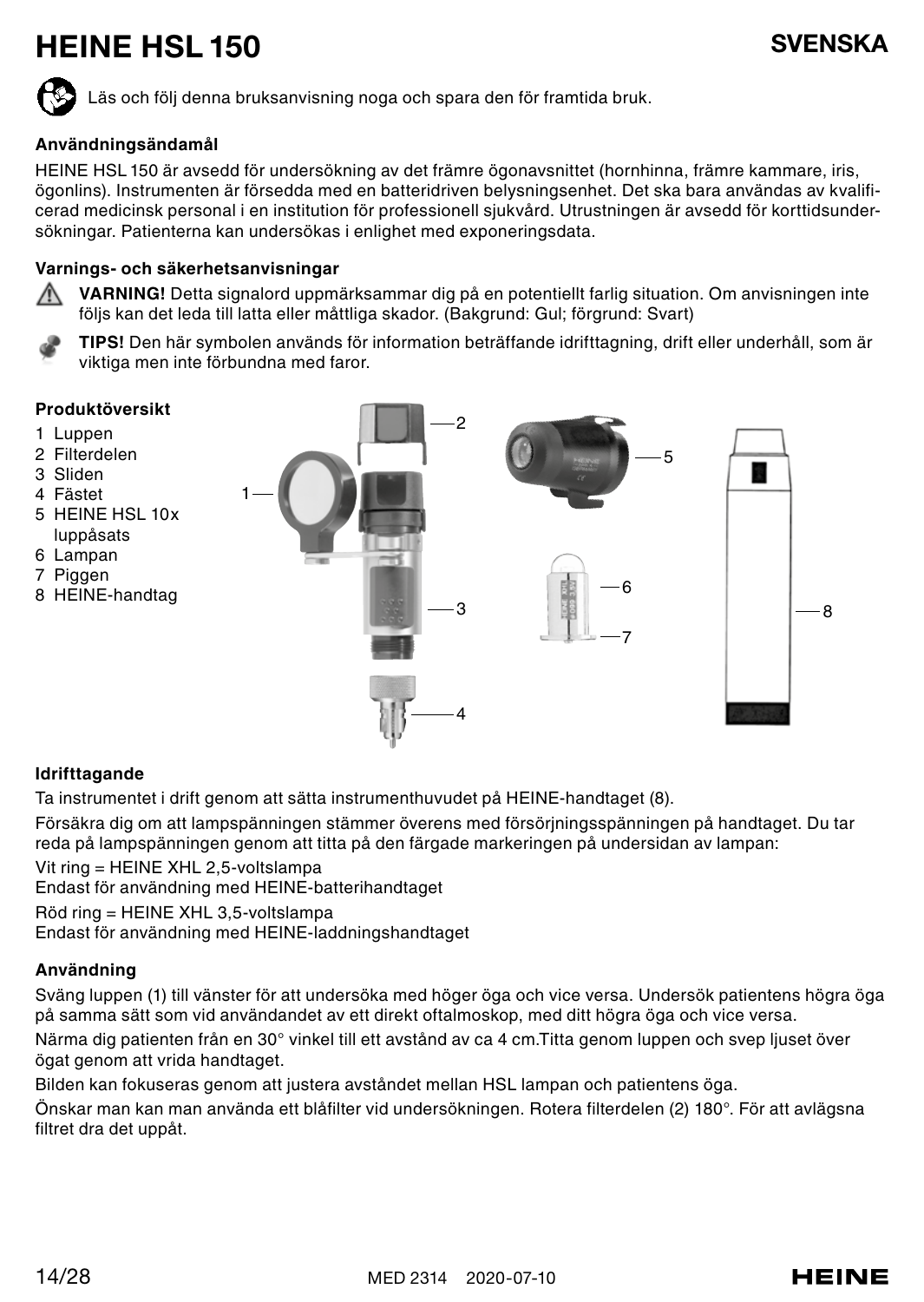# HEINE HSL 150

**SVENSKA**

Läs och följ denna bruksanvisning noga och spara den för framtida bruk.

### Användningsändamål

HEINE HSL 150 är avsedd för undersökning av det främre ögonavsnittet (hornhinna, främre kammare, iris, ögonlins). Instrumenten är försedda med en batteridriven belysningsenhet. Det ska bara användas av kvalificerad medicinsk personal i en institution för professionell sjukvård. Utrustningen är avsedd för korttidsundersökningar. Patienterna kan undersökas i enlighet med exponeringsdata.

### Varnings- och säkerhetsanvisningar

**VARNING!** Detta signalord uppmärksammar dig på en potentiellt farlig situation. Om anvisningen inte följs kan det leda till latta eller måttliga skador. (Bakgrund: Gul; förgrund: Svart)

**TIPS!** Den här symbolen används för information beträffande idrifttagning, drift eller underhåll, som är viktiga men inte förbundna med faror.

### Produktöversikt

1 Luppen
2 Filterdelen
3 Sliden
4 Fästet
5 HEINE HSL 10x luppåsats
6 Lampan
7 Piggen
8 HEINE-handtag

### Idrifttagande

Ta instrumentet i drift genom att sätta instrumenthuvudet på HEINE-handtaget (8).

Försäkra dig om att lampspänningen stämmer överens med försörjningsspänningen på handtaget. Du tar reda på lampspänningen genom att titta på den färgade markeringen på undersidan av lampan:

Vit ring = HEINE XHL 2,5-voltslampa
Endast för användning med HEINE-batterihandtaget

Röd ring = HEINE XHL 3,5-voltslampa
Endast för användning med HEINE-laddningshandtaget

### Användning

Sväng luppen (1) till vänster för att undersöka med höger öga och vice versa. Undersök patientens högra öga på samma sätt som vid användandet av ett direkt oftalmoskop, med ditt högra öga och vice versa.

Närma dig patienten från en 30° vinkel till ett avstånd av ca 4 cm.Titta genom luppen och svep ljuset över ögat genom att vrida handtaget.

Bilden kan fokuseras genom att justera avståndet mellan HSL lampan och patientens öga.

Önskar man kan man använda ett blåfilter vid undersökningen. Rotera filterdelen (2) 180°. För att avlägsna filtret dra det uppåt.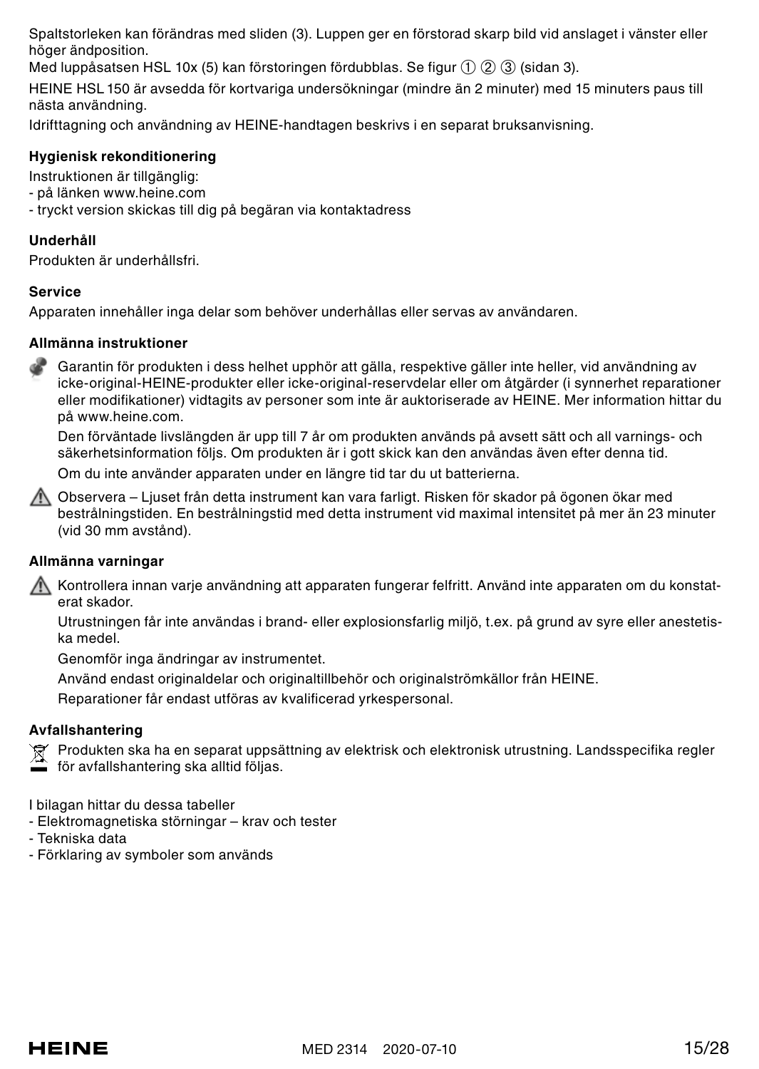Spaltstorleken kan förändras med sliden (3). Luppen ger en förstorad skarp bild vid anslaget i vänster eller höger ändposition.

Med luppåsatsen HSL 10x (5) kan förstoringen fördubblas. Se figur ① ② ③ (sidan 3).

HEINE HSL 150 är avsedda för kortvariga undersökningar (mindre än 2 minuter) med 15 minuters paus till nästa användning.

Idrifttagning och användning av HEINE-handtagen beskrivs i en separat bruksanvisning.

**Hygienisk rekonditionering**

Instruktionen är tillgänglig:
- på länken www.heine.com
- tryckt version skickas till dig på begäran via kontaktadress

**Underhåll**

Produkten är underhållsfri.

**Service**

Apparaten innehåller inga delar som behöver underhållas eller servas av användaren.

**Allmänna instruktioner**

Garantin för produkten i dess helhet upphör att gälla, respektive gäller inte heller, vid användning av icke-original-HEINE-produkter eller icke-original-reservdelar eller om åtgärder (i synnerhet reparationer eller modifikationer) vidtagits av personer som inte är auktoriserade av HEINE. Mer information hittar du på www.heine.com.

Den förväntade livslängden är upp till 7 år om produkten används på avsett sätt och all varnings- och säkerhetsinformation följs. Om produkten är i gott skick kan den användas även efter denna tid.

Om du inte använder apparaten under en längre tid tar du ut batterierna.

⚠ Observera – Ljuset från detta instrument kan vara farligt. Risken för skador på ögonen ökar med bestrålningstiden. En bestrålningstid med detta instrument vid maximal intensitet på mer än 23 minuter (vid 30 mm avstånd).

**Allmänna varningar**

⚠ Kontrollera innan varje användning att apparaten fungerar felfritt. Använd inte apparaten om du konstaterat skador.

Utrustningen får inte användas i brand- eller explosionsfarlig miljö, t.ex. på grund av syre eller anestetiska medel.

Genomför inga ändringar av instrumentet.

Använd endast originaldelar och originaltillbehör och originalströmkällor från HEINE.

Reparationer får endast utföras av kvalificerad yrkespersonal.

**Avfallshantering**

Produkten ska ha en separat uppsättning av elektrisk och elektronisk utrustning. Landsspecifika regler för avfallshantering ska alltid följas.

I bilagan hittar du dessa tabeller
- Elektromagnetiska störningar – krav och tester
- Tekniska data
- Förklaring av symboler som används

HEINE MED 2314 2020-07-10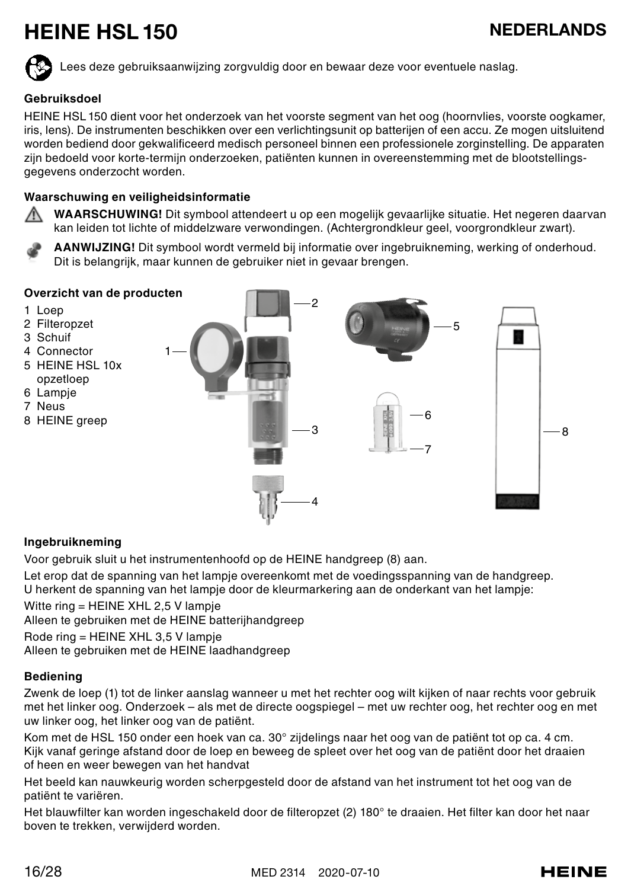# HEINE HSL 150

## NEDERLANDS

Lees deze gebruiksaanwijzing zorgvuldig door en bewaar deze voor eventuele naslag.

### Gebruiksdoel

HEINE HSL 150 dient voor het onderzoek van het voorste segment van het oog (hoornvlies, voorste oogkamer, iris, lens). De instrumenten beschikken over een verlichtingsunit op batterijen of een accu. Ze mogen uitsluitend worden bediend door gekwalificeerd medisch personeel binnen een professionele zorginstelling. De apparaten zijn bedoeld voor korte-termijn onderzoeken, patiënten kunnen in overeenstemming met de blootstellingsgegevens onderzocht worden.

### Waarschuwing en veiligheidsinformatie

**WAARSCHUWING!** Dit symbool attendeert u op een mogelijk gevaarlijke situatie. Het negeren daarvan kan leiden tot lichte of middelzware verwondingen. (Achtergrondkleur geel, voorgrondkleur zwart).

**AANWIJZING!** Dit symbool wordt vermeld bij informatie over ingebruikneming, werking of onderhoud. Dit is belangrijk, maar kunnen de gebruiker niet in gevaar brengen.

### Overzicht van de producten

1 Loep
2 Filteropzet
3 Schuif
4 Connector
5 HEINE HSL 10x opzetloep
6 Lampje
7 Neus
8 HEINE greep

### Ingebruikneming

Voor gebruik sluit u het instrumentenhoofd op de HEINE handgreep (8) aan.

Let erop dat de spanning van het lampje overeenkomt met de voedingsspanning van de handgreep. U herkent de spanning van het lampje door de kleurmarkering aan de onderkant van het lampje:

Witte ring = HEINE XHL 2,5 V lampje
Alleen te gebruiken met de HEINE batterijhandgreep

Rode ring = HEINE XHL 3,5 V lampje
Alleen te gebruiken met de HEINE laadhandgreep

### Bediening

Zwenk de loep (1) tot de linker aanslag wanneer u met het rechter oog wilt kijken of naar rechts voor gebruik met het linker oog. Onderzoek – als met de directe oogspiegel – met uw rechter oog, het rechter oog en met uw linker oog, het linker oog van de patiënt.

Kom met de HSL 150 onder een hoek van ca. 30° zijdelings naar het oog van de patiënt tot op ca. 4 cm. Kijk vanaf geringe afstand door de loep en beweeg de spleet over het oog van de patiënt door het draaien of heen en weer bewegen van het handvat

Het beeld kan nauwkeurig worden scherpgesteld door de afstand van het instrument tot het oog van de patiënt te variëren.

Het blauwfilter kan worden ingeschakeld door de filteropzet (2) 180° te draaien. Het filter kan door het naar boven te trekken, verwijderd worden.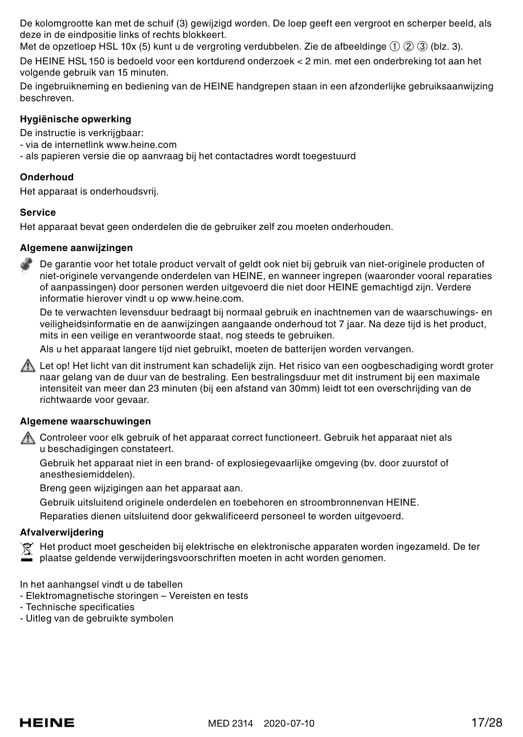De kolomgrootte kan met de schuif (3) gewijzigd worden. De loep geeft een vergroot en scherper beeld, als deze in de eindpositie links of rechts blokkeert.
Met de opzetloep HSL 10x (5) kunt u de vergroting verdubbelen. Zie de afbeeldinge ① ② ③ (blz. 3).

De HEINE HSL 150 is bedoeld voor een kortdurend onderzoek < 2 min. met een onderbreking tot aan het volgende gebruik van 15 minuten.

De ingebruikneming en bediening van de HEINE handgrepen staan in een afzonderlijke gebruiksaanwijzing beschreven.

**Hygiënische opwerking**

De instructie is verkrijgbaar:
- via de internetlink www.heine.com
- als papieren versie die op aanvraag bij het contactadres wordt toegestuurd

**Onderhoud**

Het apparaat is onderhoudsvrij.

**Service**

Het apparaat bevat geen onderdelen die de gebruiker zelf zou moeten onderhouden.

**Algemene aanwijzingen**

De garantie voor het totale product vervalt of geldt ook niet bij gebruik van niet-originele producten of niet-originele vervangende onderdelen van HEINE, en wanneer ingrepen (waaronder vooral reparaties of aanpassingen) door personen werden uitgevoerd die niet door HEINE gemachtigd zijn. Verdere informatie hierover vindt u op www.heine.com.

De te verwachten levensduur bedraagt bij normaal gebruik en inachtnemen van de waarschuwings- en veiligheidsinformatie en de aanwijzingen aangaande onderhoud tot 7 jaar. Na deze tijd is het product, mits in een veilige en verantwoorde staat, nog steeds te gebruiken.

Als u het apparaat langere tijd niet gebruikt, moeten de batterijen worden vervangen.

⚠ Let op! Het licht van dit instrument kan schadelijk zijn. Het risico van een oogbeschadiging wordt groter naar gelang van de duur van de bestraling. Een bestralingsduur met dit instrument bij een maximale intensiteit van meer dan 23 minuten (bij een afstand van 30mm) leidt tot een overschrijding van de richtwaarde voor gevaar.

**Algemene waarschuwingen**

⚠ Controleer voor elk gebruik of het apparaat correct functioneert. Gebruik het apparaat niet als u beschadigingen constateert.

Gebruik het apparaat niet in een brand- of explosiegevaarlijke omgeving (bv. door zuurstof of anesthesiemiddelen).

Breng geen wijzigingen aan het apparaat aan.

Gebruik uitsluitend originele onderdelen en toebehoren en stroombronnenvan HEINE.

Reparaties dienen uitsluitend door gekwalificeerd personeel te worden uitgevoerd.

**Afvalverwijdering**

Het product moet gescheiden bij elektrische en elektronische apparaten worden ingezameld. De ter plaatse geldende verwijderingsvoorschriften moeten in acht worden genomen.

In het aanhangsel vindt u de tabellen
- Elektromagnetische storingen – Vereisten en tests
- Technische specificaties
- Uitleg van de gebruikte symbolen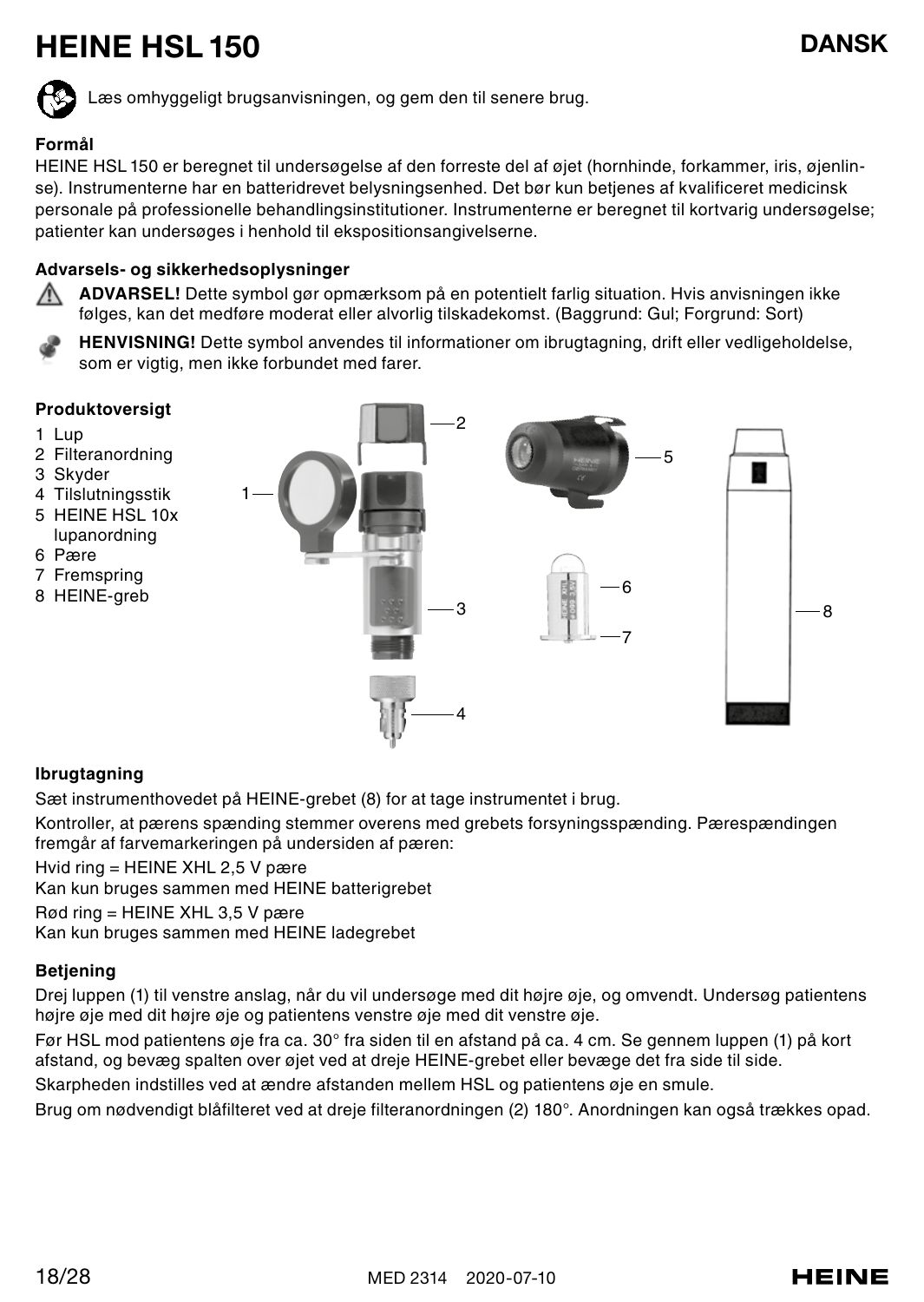# HEINE HSL 150

**DANSK**

Læs omhyggeligt brugsanvisningen, og gem den til senere brug.

### Formål

HEINE HSL 150 er beregnet til undersøgelse af den forreste del af øjet (hornhinde, forkammer, iris, øjenlinse). Instrumenterne har en batteridrevet belysningsenhed. Det bør kun betjenes af kvalificeret medicinsk personale på professionelle behandlingsinstitutioner. Instrumenterne er beregnet til kortvarig undersøgelse; patienter kan undersøges i henhold til ekspositionsangivelserne.

### Advarsels- og sikkerhedsoplysninger

**ADVARSEL!** Dette symbol gør opmærksom på en potentielt farlig situation. Hvis anvisningen ikke følges, kan det medføre moderat eller alvorlig tilskadekomst. (Baggrund: Gul; Forgrund: Sort)

**HENVISNING!** Dette symbol anvendes til informationer om ibrugtagning, drift eller vedligeholdelse, som er vigtig, men ikke forbundet med farer.

### Produktoversigt

1 Lup
2 Filteranordning
3 Skyder
4 Tilslutningsstik
5 HEINE HSL 10x lupanordning
6 Pære
7 Fremspring
8 HEINE-greb

### Ibrugtagning

Sæt instrumenthovedet på HEINE-grebet (8) for at tage instrumentet i brug.

Kontroller, at pærens spænding stemmer overens med grebets forsyningsspænding. Pærespændingen fremgår af farvemarkeringen på undersiden af pæren:

Hvid ring = HEINE XHL 2,5 V pære
Kan kun bruges sammen med HEINE batterigrebet

Rød ring = HEINE XHL 3,5 V pære
Kan kun bruges sammen med HEINE ladegrebet

### Betjening

Drej luppen (1) til venstre anslag, når du vil undersøge med dit højre øje, og omvendt. Undersøg patientens højre øje med dit højre øje og patientens venstre øje med dit venstre øje.

Før HSL mod patientens øje fra ca. 30° fra siden til en afstand på ca. 4 cm. Se gennem luppen (1) på kort afstand, og bevæg spalten over øjet ved at dreje HEINE-grebet eller bevæge det fra side til side.

Skarpheden indstilles ved at ændre afstanden mellem HSL og patientens øje en smule.

Brug om nødvendigt blåfilteret ved at dreje filteranordningen (2) 180°. Anordningen kan også trækkes opad.

MED 2314 2020-07-10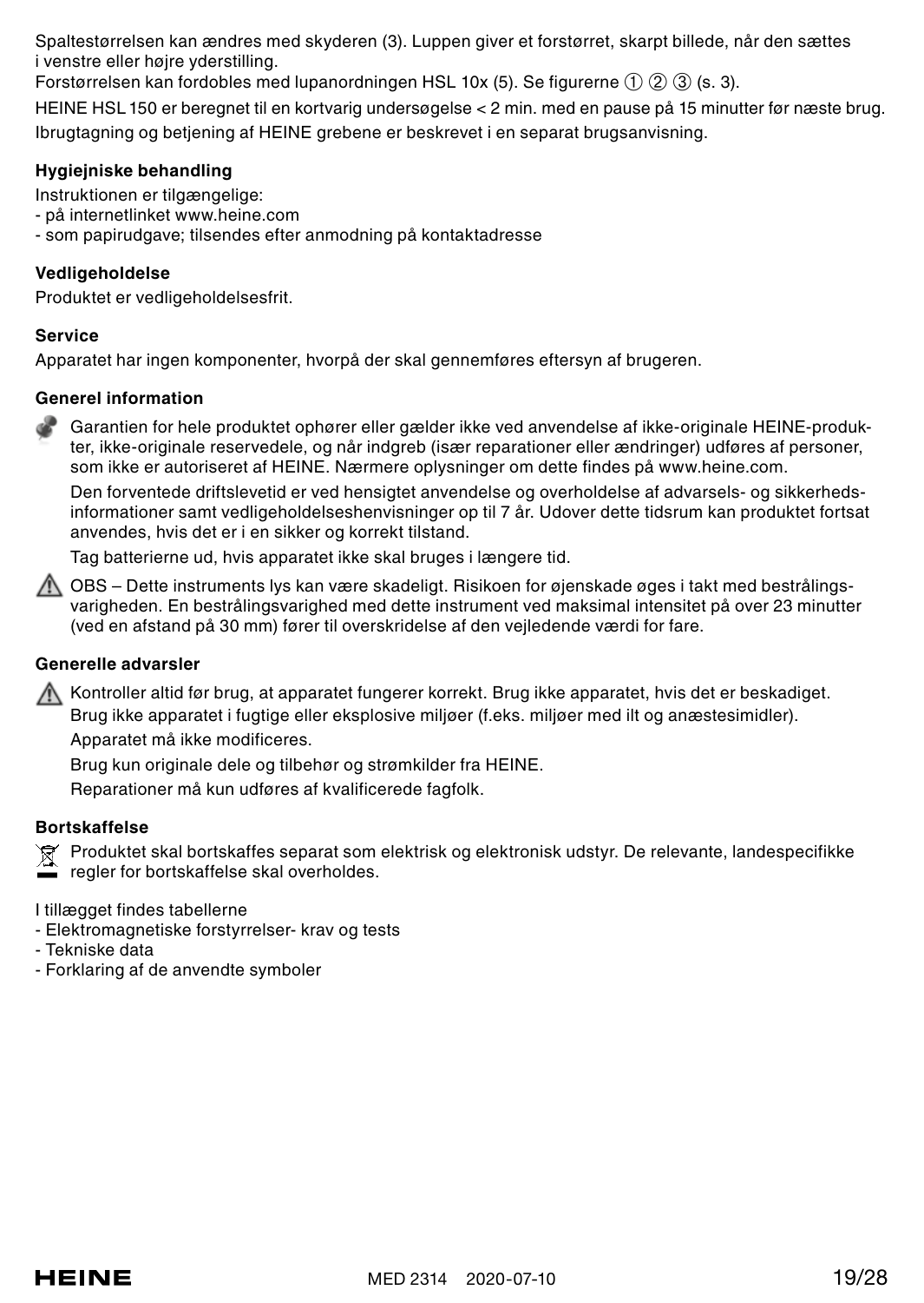Spaltestørrelsen kan ændres med skyderen (3). Luppen giver et forstørret, skarpt billede, når den sættes i venstre eller højre yderstilling.
Forstørrelsen kan fordobles med lupanordningen HSL 10x (5). Se figurerne ① ② ③ (s. 3).

HEINE HSL 150 er beregnet til en kortvarig undersøgelse < 2 min. med en pause på 15 minutter før næste brug.

Ibrugtagning og betjening af HEINE grebene er beskrevet i en separat brugsanvisning.

**Hygiejniske behandling**

Instruktionen er tilgængelige:
- på internetlinket www.heine.com
- som papirudgave; tilsendes efter anmodning på kontaktadresse

**Vedligeholdelse**

Produktet er vedligeholdelsesfrit.

**Service**

Apparatet har ingen komponenter, hvorpå der skal gennemføres eftersyn af brugeren.

**Generel information**

Garantien for hele produktet ophører eller gælder ikke ved anvendelse af ikke-originale HEINE-produkter, ikke-originale reservedele, og når indgreb (især reparationer eller ændringer) udføres af personer, som ikke er autoriseret af HEINE. Nærmere oplysninger om dette findes på www.heine.com.

Den forventede driftslevetid er ved hensigtet anvendelse og overholdelse af advarsels- og sikkerhedsinformationer samt vedligeholdelseshenvisninger op til 7 år. Udover dette tidsrum kan produktet fortsat anvendes, hvis det er i en sikker og korrekt tilstand.

Tag batterierne ud, hvis apparatet ikke skal bruges i længere tid.

⚠ OBS – Dette instruments lys kan være skadeligt. Risikoen for øjenskade øges i takt med bestrålingsvarigheden. En bestrålingsvarighed med dette instrument ved maksimal intensitet på over 23 minutter (ved en afstand på 30 mm) fører til overskridelse af den vejledende værdi for fare.

**Generelle advarsler**

⚠ Kontroller altid før brug, at apparatet fungerer korrekt. Brug ikke apparatet, hvis det er beskadiget.

Brug ikke apparatet i fugtige eller eksplosive miljøer (f.eks. miljøer med ilt og anæstesimidler).

Apparatet må ikke modificeres.

Brug kun originale dele og tilbehør og strømkilder fra HEINE.

Reparationer må kun udføres af kvalificerede fagfolk.

**Bortskaffelse**

Produktet skal bortskaffes separat som elektrisk og elektronisk udstyr. De relevante, landespecifikke regler for bortskaffelse skal overholdes.

I tillægget findes tabellerne
- Elektromagnetiske forstyrrelser- krav og tests
- Tekniske data
- Forklaring af de anvendte symboler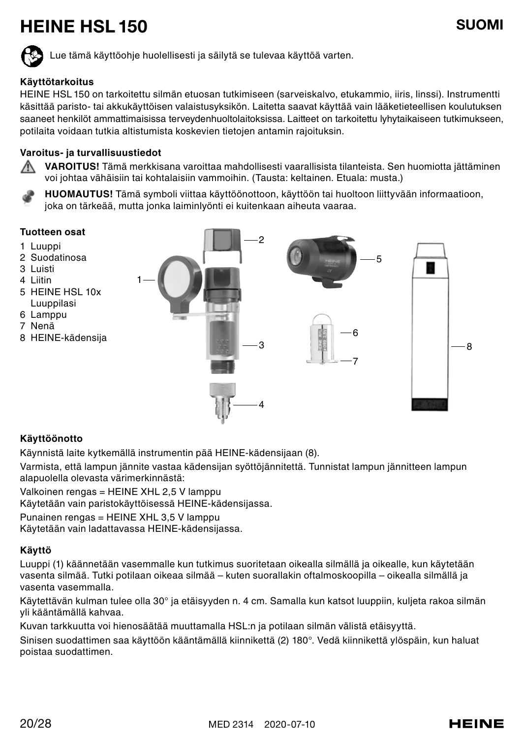# HEINE HSL 150

**SUOMI**

Lue tämä käyttöohje huolellisesti ja säilytä se tulevaa käyttöä varten.

### Käyttötarkoitus

HEINE HSL 150 on tarkoitettu silmän etuosan tutkimiseen (sarveiskalvo, etukammio, iiris, linssi). Instrumentti käsittää paristo- tai akkukäyttöisen valaistusyksikön. Laitetta saavat käyttää vain lääketieteellisen koulutuksen saaneet henkilöt ammattimaisissa terveydenhuoltolaitoksissa. Laitteet on tarkoitettu lyhytaikaiseen tutkimukseen, potilaita voidaan tutkia altistumista koskevien tietojen antamin rajoituksin.

### Varoitus- ja turvallisuustiedot

**VAROITUS!** Tämä merkkisana varoittaa mahdollisesti vaarallisista tilanteista. Sen huomiotta jättäminen voi johtaa vähäisiin tai kohtalaisiin vammoihin. (Tausta: keltainen. Etuala: musta.)

**HUOMAUTUS!** Tämä symboli viittaa käyttöönottoon, käyttöön tai huoltoon liittyvään informaatioon, joka on tärkeää, mutta jonka laiminlyönti ei kuitenkaan aiheuta vaaraa.

### Tuotteen osat

1 Luuppi
2 Suodatinosa
3 Luisti
4 Liitin
5 HEINE HSL 10x Luuppilasi
6 Lamppu
7 Nenä
8 HEINE-kädensija

### Käyttöönotto

Käynnistä laite kytkemällä instrumentin pää HEINE-kädensijaan (8).

Varmista, että lampun jännite vastaa kädensijan syöttöjännitettä. Tunnistat lampun jännitteen lampun alapuolella olevasta värimerkinnästä:

Valkoinen rengas = HEINE XHL 2,5 V lamppu
Käytetään vain paristokäyttöisessä HEINE-kädensijassa.

Punainen rengas = HEINE XHL 3,5 V lamppu
Käytetään vain ladattavassa HEINE-kädensijassa.

### Käyttö

Luuppi (1) käännetään vasemmalle kun tutkimus suoritetaan oikealla silmällä ja oikealle, kun käytetään vasenta silmää. Tutki potilaan oikeaa silmää – kuten suorallakin oftalmoskoopilla – oikealla silmällä ja vasenta vasemmalla.

Käytettävän kulman tulee olla 30° ja etäisyyden n. 4 cm. Samalla kun katsot luuppiin, kuljeta rakoa silmän yli kääntämällä kahvaa.

Kuvan tarkkuutta voi hienosäätää muuttamalla HSL:n ja potilaan silmän välistä etäisyyttä.

Sinisen suodattimen saa käyttöön kääntämällä kiinnikettä (2) 180°. Vedä kiinnikettä ylöspäin, kun haluat poistaa suodattimen.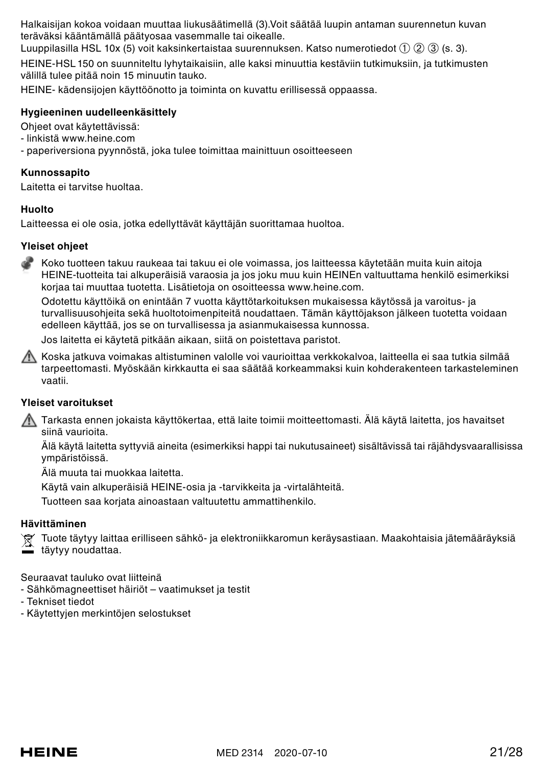Halkaisijan kokoa voidaan muuttaa liukusäätimellä (3).Voit säätää luupin antaman suurennetun kuvan teräväksi kääntämällä päätyosaa vasemmalle tai oikealle.
Luuppilasilla HSL 10x (5) voit kaksinkertaistaa suurennuksen. Katso numerotiedot ① ② ③ (s. 3).

HEINE-HSL 150 on suunniteltu lyhytaikaisiin, alle kaksi minuuttia kestäviin tutkimuksiin, ja tutkimusten välillä tulee pitää noin 15 minuutin tauko.

HEINE- kädensijojen käyttöönotto ja toiminta on kuvattu erillisessä oppaassa.

### Hygieeninen uudelleenkäsittely

Ohjeet ovat käytettävissä:
- linkistä www.heine.com
- paperiversiona pyynnöstä, joka tulee toimittaa mainittuun osoitteeseen

### Kunnossapito

Laitetta ei tarvitse huoltaa.

### Huolto

Laitteessa ei ole osia, jotka edellyttävät käyttäjän suorittamaa huoltoa.

### Yleiset ohjeet

Koko tuotteen takuu raukeaa tai takuu ei ole voimassa, jos laitteessa käytetään muita kuin aitoja HEINE-tuotteita tai alkuperäisiä varaosia ja jos joku muu kuin HEINEn valtuuttama henkilö esimerkiksi korjaa tai muuttaa tuotetta. Lisätietoja on osoitteessa www.heine.com.

Odotettu käyttöikä on enintään 7 vuotta käyttötarkoituksen mukaisessa käytössä ja varoitus- ja turvallisuusohjeita sekä huoltotoimenpiteitä noudattaen. Tämän käyttöjakson jälkeen tuotetta voidaan edelleen käyttää, jos se on turvallisessa ja asianmukaisessa kunnossa.

Jos laitetta ei käytetä pitkään aikaan, siitä on poistettava paristot.

⚠ Koska jatkuva voimakas altistuminen valolle voi vaurioittaa verkkokalvoa, laitteella ei saa tutkia silmää tarpeettomasti. Myöskään kirkkautta ei saa säätää korkeammaksi kuin kohderakenteen tarkasteleminen vaatii.

### Yleiset varoitukset

⚠ Tarkasta ennen jokaista käyttökertaa, että laite toimii moitteettomasti. Älä käytä laitetta, jos havaitset siinä vaurioita.

Älä käytä laitetta syttyviä aineita (esimerkiksi happi tai nukutusaineet) sisältävissä tai räjähdysvaarallisissa ympäristöissä.

Älä muuta tai muokkaa laitetta.

Käytä vain alkuperäisiä HEINE-osia ja -tarvikkeita ja -virtalähteitä.

Tuotteen saa korjata ainoastaan valtuutettu ammattihenkilö.

### Hävittäminen

Tuote täytyy laittaa erilliseen sähkö- ja elektroniikkaromun keräysastiaan. Maakohtaisia jätemääräyksiä täytyy noudattaa.

Seuraavat tauluko ovat liitteinä
- Sähkömagneettiset häiriöt – vaatimukset ja testit
- Tekniset tiedot
- Käytettyjen merkintöjen selostukset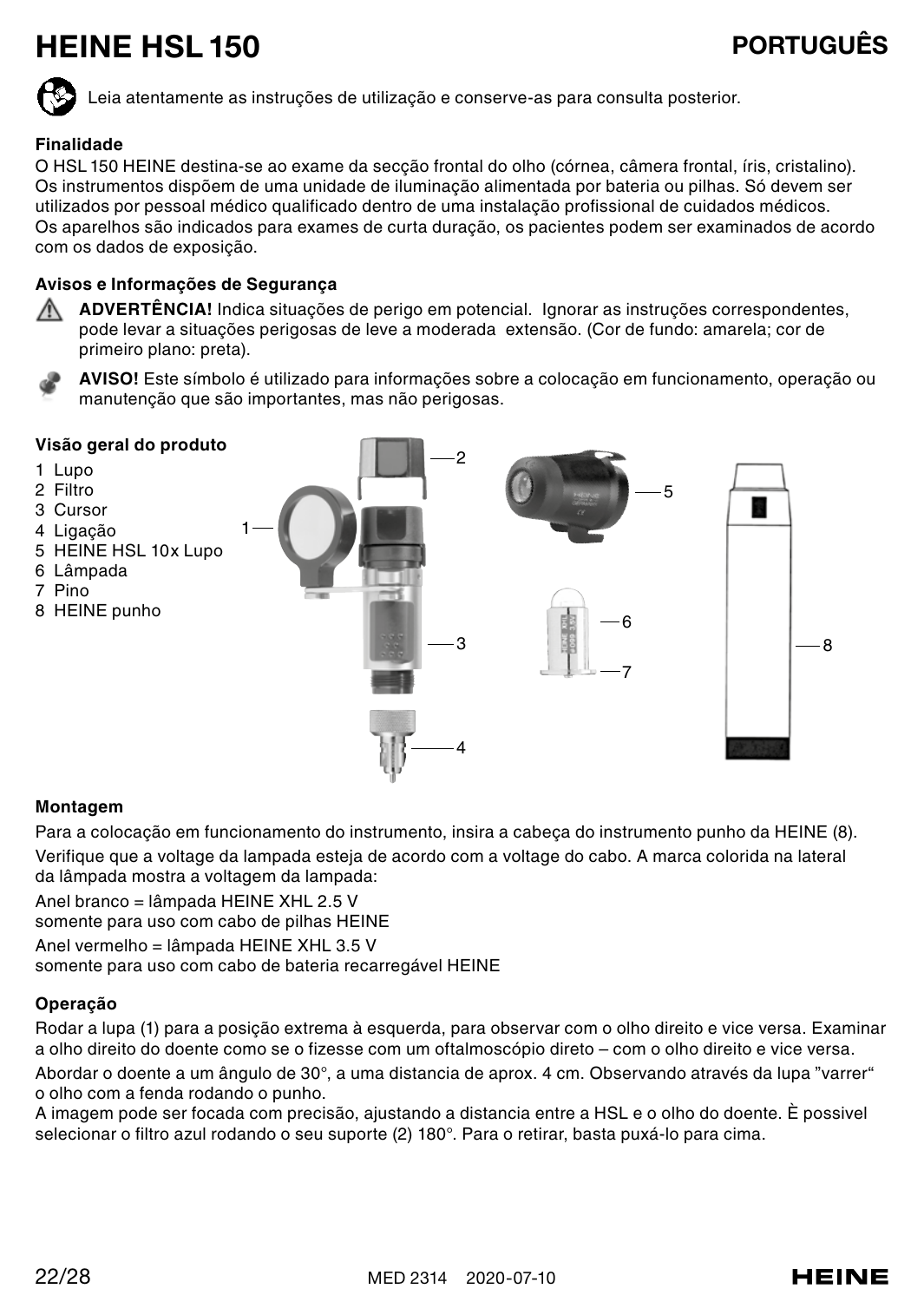# HEINE HSL 150

**PORTUGUÊS**

Leia atentamente as instruções de utilização e conserve-as para consulta posterior.

### Finalidade

O HSL 150 HEINE destina-se ao exame da secção frontal do olho (córnea, câmera frontal, íris, cristalino). Os instrumentos dispõem de uma unidade de iluminação alimentada por bateria ou pilhas. Só devem ser utilizados por pessoal médico qualificado dentro de uma instalação profissional de cuidados médicos. Os aparelhos são indicados para exames de curta duração, os pacientes podem ser examinados de acordo com os dados de exposição.

### Avisos e Informações de Segurança

**ADVERTÊNCIA!** Indica situações de perigo em potencial. Ignorar as instruções correspondentes, pode levar a situações perigosas de leve a moderada extensão. (Cor de fundo: amarela; cor de primeiro plano: preta).

**AVISO!** Este símbolo é utilizado para informações sobre a colocação em funcionamento, operação ou manutenção que são importantes, mas não perigosas.

### Visão geral do produto

1 Lupo
2 Filtro
3 Cursor
4 Ligação
5 HEINE HSL 10x Lupo
6 Lâmpada
7 Pino
8 HEINE punho

### Montagem

Para a colocação em funcionamento do instrumento, insira a cabeça do instrumento punho da HEINE (8).

Verifique que a voltage da lampada esteja de acordo com a voltage do cabo. A marca colorida na lateral da lâmpada mostra a voltagem da lampada:

Anel branco = lâmpada HEINE XHL 2.5 V
somente para uso com cabo de pilhas HEINE

Anel vermelho = lâmpada HEINE XHL 3.5 V
somente para uso com cabo de bateria recarregável HEINE

### Operação

Rodar a lupa (1) para a posição extrema à esquerda, para observar com o olho direito e vice versa. Examinar a olho direito do doente como se o fizesse com um oftalmoscópio direto – com o olho direito e vice versa.

Abordar o doente a um ângulo de 30°, a uma distancia de aprox. 4 cm. Observando através da lupa ”varrer“ o olho com a fenda rodando o punho.
A imagem pode ser focada com precisão, ajustando a distancia entre a HSL e o olho do doente. È possivel selecionar o filtro azul rodando o seu suporte (2) 180°. Para o retirar, basta puxá-lo para cima.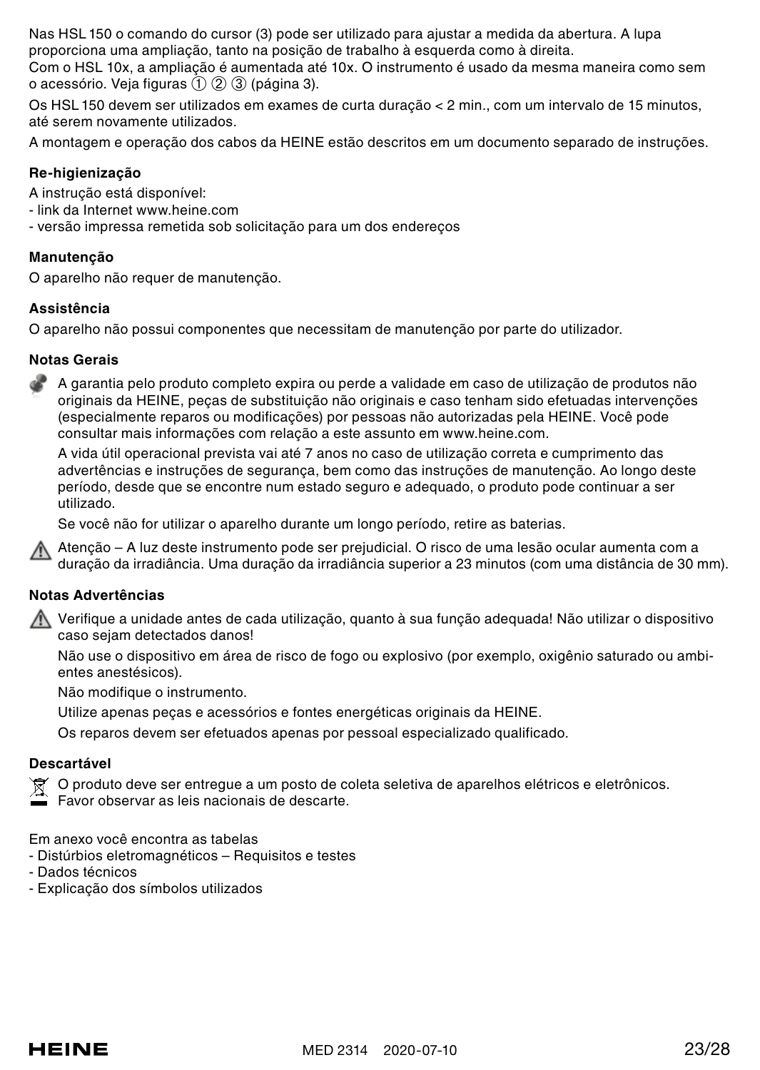Nas HSL 150 o comando do cursor (3) pode ser utilizado para ajustar a medida da abertura. A lupa proporciona uma ampliação, tanto na posição de trabalho à esquerda como à direita.
Com o HSL 10x, a ampliação é aumentada até 10x. O instrumento é usado da mesma maneira como sem o acessório. Veja figuras ① ② ③ (página 3).

Os HSL 150 devem ser utilizados em exames de curta duração < 2 min., com um intervalo de 15 minutos, até serem novamente utilizados.

A montagem e operação dos cabos da HEINE estão descritos em um documento separado de instruções.

**Re-higienização**

A instrução está disponível:
- link da Internet www.heine.com
- versão impressa remetida sob solicitação para um dos endereços

**Manutenção**

O aparelho não requer de manutenção.

**Assistência**

O aparelho não possui componentes que necessitam de manutenção por parte do utilizador.

**Notas Gerais**

A garantia pelo produto completo expira ou perde a validade em caso de utilização de produtos não originais da HEINE, peças de substituição não originais e caso tenham sido efetuadas intervenções (especialmente reparos ou modificações) por pessoas não autorizadas pela HEINE. Você pode consultar mais informações com relação a este assunto em www.heine.com.

A vida útil operacional prevista vai até 7 anos no caso de utilização correta e cumprimento das advertências e instruções de segurança, bem como das instruções de manutenção. Ao longo deste período, desde que se encontre num estado seguro e adequado, o produto pode continuar a ser utilizado.

Se você não for utilizar o aparelho durante um longo período, retire as baterias.

⚠ Atenção – A luz deste instrumento pode ser prejudicial. O risco de uma lesão ocular aumenta com a duração da irradiância. Uma duração da irradiância superior a 23 minutos (com uma distância de 30 mm).

**Notas Advertências**

⚠ Verifique a unidade antes de cada utilização, quanto à sua função adequada! Não utilizar o dispositivo caso sejam detectados danos!

Não use o dispositivo em área de risco de fogo ou explosivo (por exemplo, oxigênio saturado ou ambientes anestésicos).

Não modifique o instrumento.

Utilize apenas peças e acessórios e fontes energéticas originais da HEINE.

Os reparos devem ser efetuados apenas por pessoal especializado qualificado.

**Descartável**

O produto deve ser entregue a um posto de coleta seletiva de aparelhos elétricos e eletrônicos. Favor observar as leis nacionais de descarte.

Em anexo você encontra as tabelas
- Distúrbios eletromagnéticos – Requisitos e testes
- Dados técnicos
- Explicação dos símbolos utilizados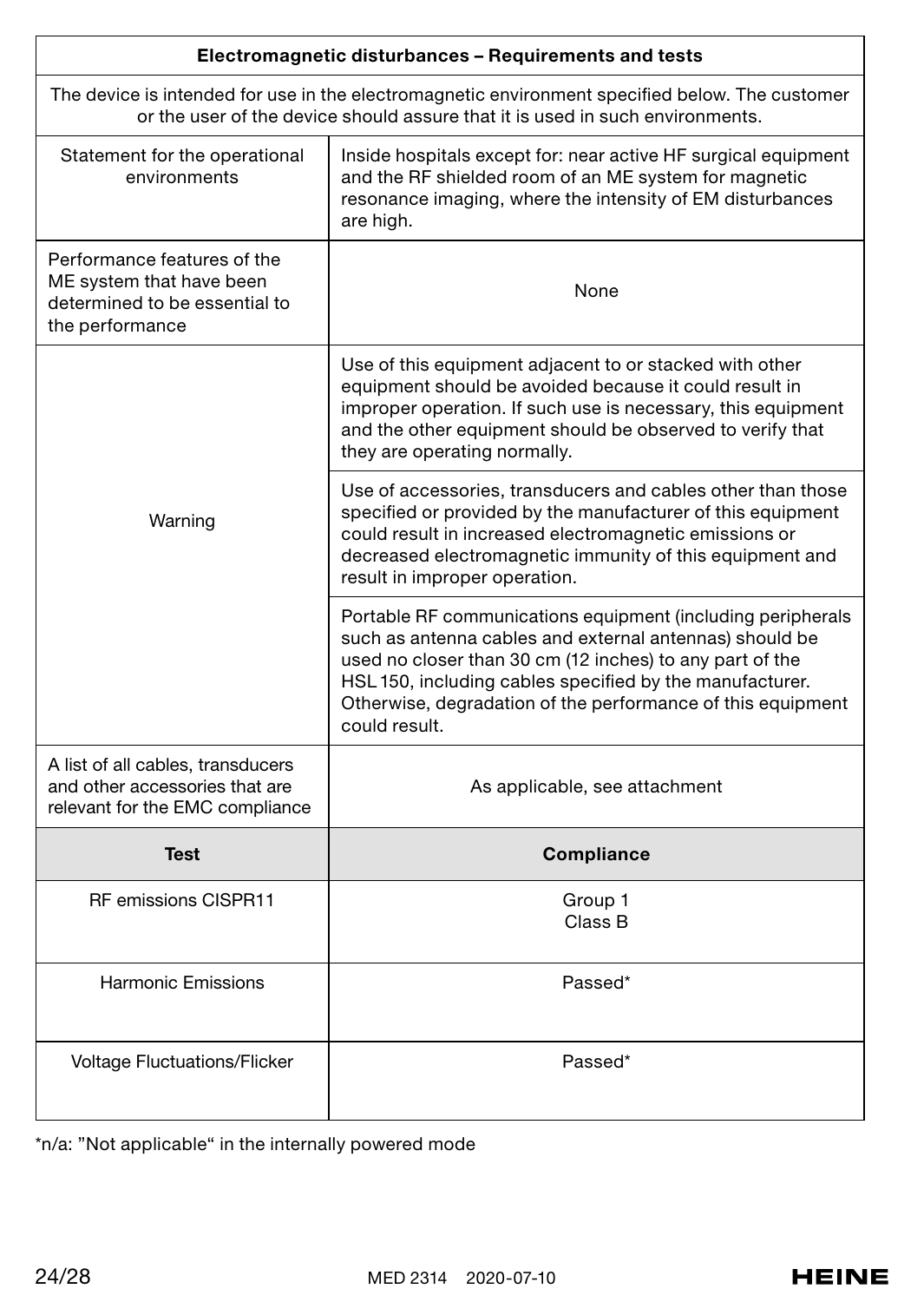| Electromagnetic disturbances – Requirements and tests | |
|---|---|
| The device is intended for use in the electromagnetic environment specified below. The customer or the user of the device should assure that it is used in such environments. | |
| Statement for the operational environments | Inside hospitals except for: near active HF surgical equipment and the RF shielded room of an ME system for magnetic resonance imaging, where the intensity of EM disturbances are high. |
| Performance features of the ME system that have been determined to be essential to the performance | None |
| Warning | Use of this equipment adjacent to or stacked with other equipment should be avoided because it could result in improper operation. If such use is necessary, this equipment and the other equipment should be observed to verify that they are operating normally. |
| | Use of accessories, transducers and cables other than those specified or provided by the manufacturer of this equipment could result in increased electromagnetic emissions or decreased electromagnetic immunity of this equipment and result in improper operation. |
| | Portable RF communications equipment (including peripherals such as antenna cables and external antennas) should be used no closer than 30 cm (12 inches) to any part of the HSL 150, including cables specified by the manufacturer. Otherwise, degradation of the performance of this equipment could result. |
| A list of all cables, transducers and other accessories that are relevant for the EMC compliance | As applicable, see attachment |
| **Test** | **Compliance** |
| RF emissions CISPR11 | Group 1<br>Class B |
| Harmonic Emissions | Passed* |
| Voltage Fluctuations/Flicker | Passed* |

*n/a: "Not applicable" in the internally powered mode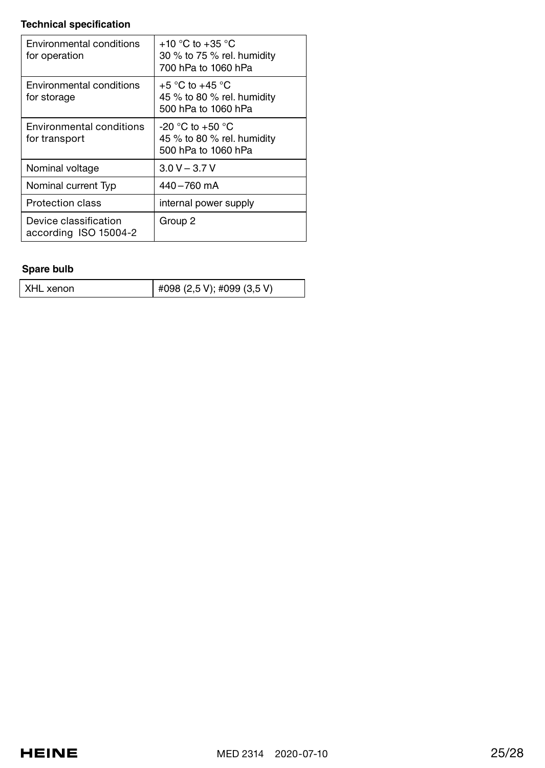**Technical specification**

| | |
|---|---|
| Environmental conditions for operation | +10 °C to +35 °C<br>30 % to 75 % rel. humidity<br>700 hPa to 1060 hPa |
| Environmental conditions for storage | +5 °C to +45 °C<br>45 % to 80 % rel. humidity<br>500 hPa to 1060 hPa |
| Environmental conditions for transport | -20 °C to +50 °C<br>45 % to 80 % rel. humidity<br>500 hPa to 1060 hPa |
| Nominal voltage | 3.0 V – 3.7 V |
| Nominal current Typ | 440 – 760 mA |
| Protection class | internal power supply |
| Device classification according ISO 15004-2 | Group 2 |

**Spare bulb**

| | |
|---|---|
| XHL xenon | #098 (2,5 V); #099 (3,5 V) |

HEINE MED 2314 2020-07-10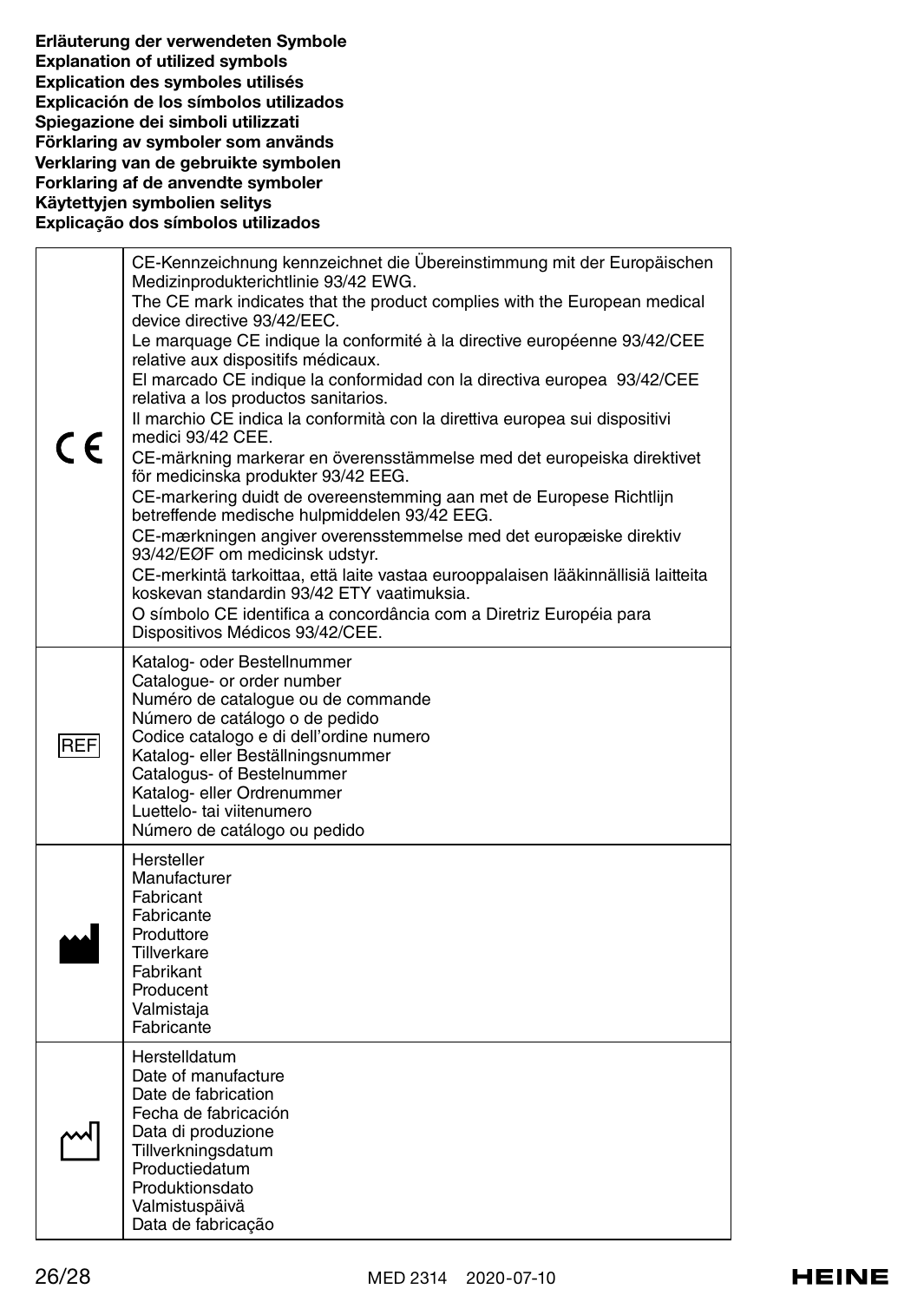**Erläuterung der verwendeten Symbole**
**Explanation of utilized symbols**
**Explication des symboles utilisés**
**Explicación de los símbolos utilizados**
**Spiegazione dei simboli utilizzati**
**Förklaring av symboler som används**
**Verklaring van de gebruikte symbolen**
**Forklaring af de anvendte symboler**
**Käytettyjen symbolien selitys**
**Explicação dos símbolos utilizados**

| Symbol | Explanation |
|---|---|
| CE | CE-Kennzeichnung kennzeichnet die Übereinstimmung mit der Europäischen Medizinprodukterichtlinie 93/42 EWG.<br>The CE mark indicates that the product complies with the European medical device directive 93/42/EEC.<br>Le marquage CE indique la conformité à la directive européenne 93/42/CEE relative aux dispositifs médicaux.<br>El marcado CE indique la conformidad con la directiva europea 93/42/CEE relativa a los productos sanitarios.<br>Il marchio CE indica la conformità con la direttiva europea sui dispositivi medici 93/42 CEE.<br>CE-märkning markerar en överensstämmelse med det europeiska direktivet för medicinska produkter 93/42 EEG.<br>CE-markering duidt de overeenstemming aan met de Europese Richtlijn betreffende medische hulpmiddelen 93/42 EEG.<br>CE-mærkningen angiver overensstemmelse med det europæiske direktiv 93/42/EØF om medicinsk udstyr.<br>CE-merkintä tarkoittaa, että laite vastaa eurooppalaisen lääkinnällisiä laitteita koskevan standardin 93/42 ETY vaatimuksia.<br>O símbolo CE identifica a concordância com a Diretriz Européia para Dispositivos Médicos 93/42/CEE. |
| REF | Katalog- oder Bestellnummer<br>Catalogue- or order number<br>Numéro de catalogue ou de commande<br>Número de catálogo o de pedido<br>Codice catalogo e di dell'ordine numero<br>Katalog- eller Beställningsnummer<br>Catalogus- of Bestelnummer<br>Katalog- eller Ordrenummer<br>Luettelo- tai viitenumero<br>Número de catálogo ou pedido |
| (Manufacturer symbol) | Hersteller<br>Manufacturer<br>Fabricant<br>Fabricante<br>Produttore<br>Tillverkare<br>Fabrikant<br>Producent<br>Valmistaja<br>Fabricante |
| (Date of manufacture symbol) | Herstelldatum<br>Date of manufacture<br>Date de fabrication<br>Fecha de fabricación<br>Data di produzione<br>Tillverkningsdatum<br>Productiedatum<br>Produktionsdato<br>Valmistuspäivä<br>Data de fabricação |

MED 2314 2020-07-10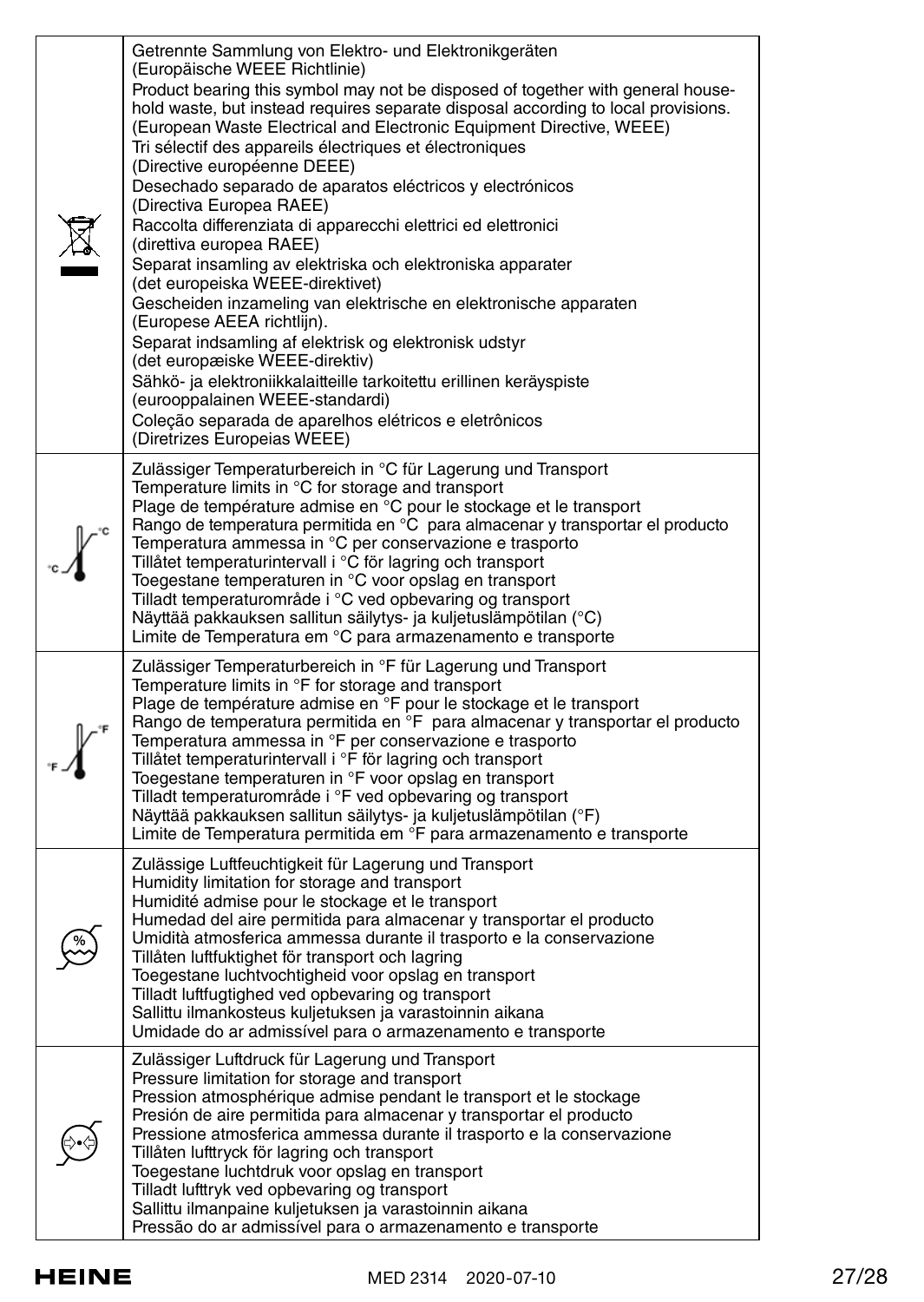| | |
|---|---|
| | Getrennte Sammlung von Elektro- und Elektronikgeräten<br>(Europäische WEEE Richtlinie)<br>Product bearing this symbol may not be disposed of together with general household waste, but instead requires separate disposal according to local provisions. (European Waste Electrical and Electronic Equipment Directive, WEEE)<br>Tri sélectif des appareils électriques et électroniques<br>(Directive européenne DEEE)<br>Desechado separado de aparatos eléctricos y electrónicos<br>(Directiva Europea RAEE)<br>Raccolta differenziata di apparecchi elettrici ed elettronici<br>(direttiva europea RAEE)<br>Separat insamling av elektriska och elektroniska apparater<br>(det europeiska WEEE-direktivet)<br>Gescheiden inzameling van elektrische en elektronische apparaten<br>(Europese AEEA richtlijn).<br>Separat indsamling af elektrisk og elektronisk udstyr<br>(det europæiske WEEE-direktiv)<br>Sähkö- ja elektroniikkalaitteille tarkoitettu erillinen keräyspiste<br>(eurooppalainen WEEE-standardi)<br>Coleção separada de aparelhos elétricos e eletrônicos<br>(Diretrizes Europeias WEEE) |
| °C °C | Zulässiger Temperaturbereich in °C für Lagerung und Transport<br>Temperature limits in °C for storage and transport<br>Plage de température admise en °C pour le stockage et le transport<br>Rango de temperatura permitida en °C para almacenar y transportar el producto<br>Temperatura ammessa in °C per conservazione e trasporto<br>Tillåtet temperaturintervall i °C för lagring och transport<br>Toegestane temperaturen in °C voor opslag en transport<br>Tilladt temperaturområde i °C ved opbevaring og transport<br>Näyttää pakkauksen sallitun säilytys- ja kuljetuslämpötilan (°C)<br>Limite de Temperatura em °C para armazenamento e transporte |
| °F °F | Zulässiger Temperaturbereich in °F für Lagerung und Transport<br>Temperature limits in °F for storage and transport<br>Plage de température admise en °F pour le stockage et le transport<br>Rango de temperatura permitida en °F para almacenar y transportar el producto<br>Temperatura ammessa in °F per conservazione e trasporto<br>Tillåtet temperaturintervall i °F för lagring och transport<br>Toegestane temperaturen in °F voor opslag en transport<br>Tilladt temperaturområde i °F ved opbevaring og transport<br>Näyttää pakkauksen sallitun säilytys- ja kuljetuslämpötilan (°F)<br>Limite de Temperatura permitida em °F para armazenamento e transporte |
| % | Zulässige Luftfeuchtigkeit für Lagerung und Transport<br>Humidity limitation for storage and transport<br>Humidité admise pour le stockage et le transport<br>Humedad del aire permitida para almacenar y transportar el producto<br>Umidità atmosferica ammessa durante il trasporto e la conservazione<br>Tillåten luftfuktighet för transport och lagring<br>Toegestane luchtvochtigheid voor opslag en transport<br>Tilladt luftfugtighed ved opbevaring og transport<br>Sallittu ilmankosteus kuljetuksen ja varastoinnin aikana<br>Umidade do ar admissível para o armazenamento e transporte |
| | Zulässiger Luftdruck für Lagerung und Transport<br>Pressure limitation for storage and transport<br>Pression atmosphérique admise pendant le transport et le stockage<br>Presión de aire permitida para almacenar y transportar el producto<br>Pressione atmosferica ammessa durante il trasporto e la conservazione<br>Tillåten lufttryck för lagring och transport<br>Toegestane luchtdruk voor opslag en transport<br>Tilladt lufttryk ved opbevaring og transport<br>Sallittu ilmanpaine kuljetuksen ja varastoinnin aikana<br>Pressão do ar admissível para o armazenamento e transporte |

HEINE MED 2314 2020-07-10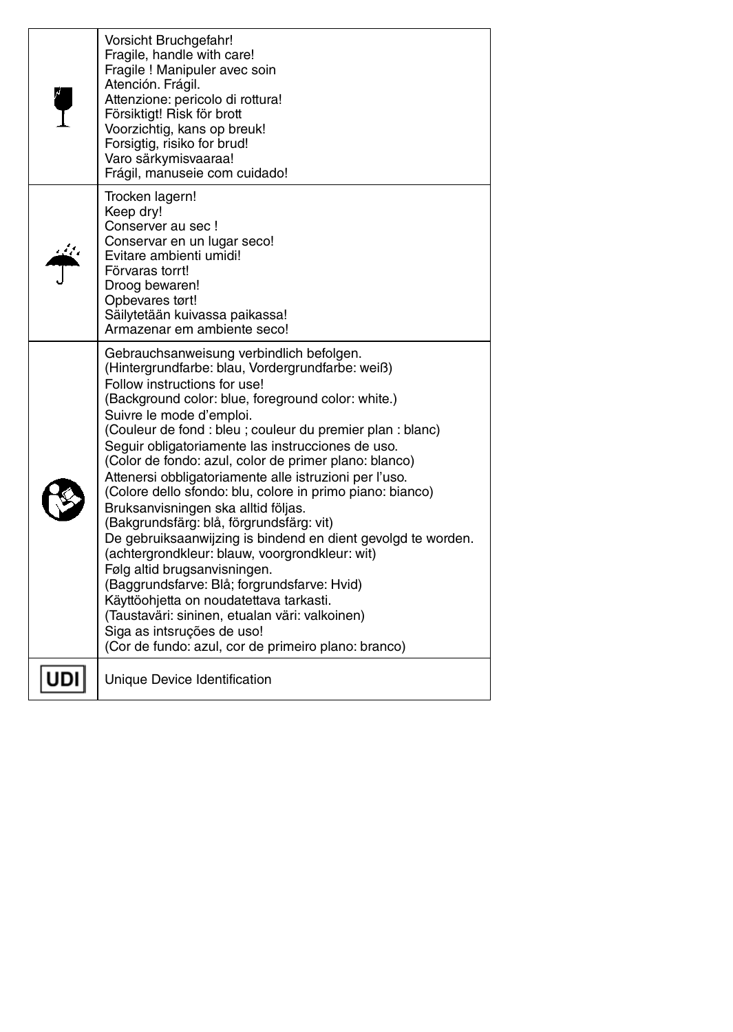| | |
|---|---|
| | Vorsicht Bruchgefahr!<br>Fragile, handle with care!<br>Fragile ! Manipuler avec soin<br>Atención. Frágil.<br>Attenzione: pericolo di rottura!<br>Försiktigt! Risk för brott<br>Voorzichtig, kans op breuk!<br>Forsigtig, risiko for brud!<br>Varo särkymisvaaraa!<br>Frágil, manuseie com cuidado! |
| | Trocken lagern!<br>Keep dry!<br>Conserver au sec !<br>Conservar en un lugar seco!<br>Evitare ambienti umidi!<br>Förvaras torrt!<br>Droog bewaren!<br>Opbevares tørt!<br>Säilytetään kuivassa paikassa!<br>Armazenar em ambiente seco! |
| | Gebrauchsanweisung verbindlich befolgen.<br>(Hintergrundfarbe: blau, Vordergrundfarbe: weiß)<br>Follow instructions for use!<br>(Background color: blue, foreground color: white.)<br>Suivre le mode d'emploi.<br>(Couleur de fond : bleu ; couleur du premier plan : blanc)<br>Seguir obligatoriamente las instrucciones de uso.<br>(Color de fondo: azul, color de primer plano: blanco)<br>Attenersi obbligatoriamente alle istruzioni per l'uso.<br>(Colore dello sfondo: blu, colore in primo piano: bianco)<br>Bruksanvisningen ska alltid följas.<br>(Bakgrundsfärg: blå, förgrundsfärg: vit)<br>De gebruiksaanwijzing is bindend en dient gevolgd te worden.<br>(achtergrondkleur: blauw, voorgrondkleur: wit)<br>Følg altid brugsanvisningen.<br>(Baggrundsfarve: Blå; forgrundsfarve: Hvid)<br>Käyttöohjetta on noudatettava tarkasti.<br>(Taustaväri: sininen, etualan väri: valkoinen)<br>Siga as intsruções de uso!<br>(Cor de fundo: azul, cor de primeiro plano: branco) |
| UDI | Unique Device Identification |